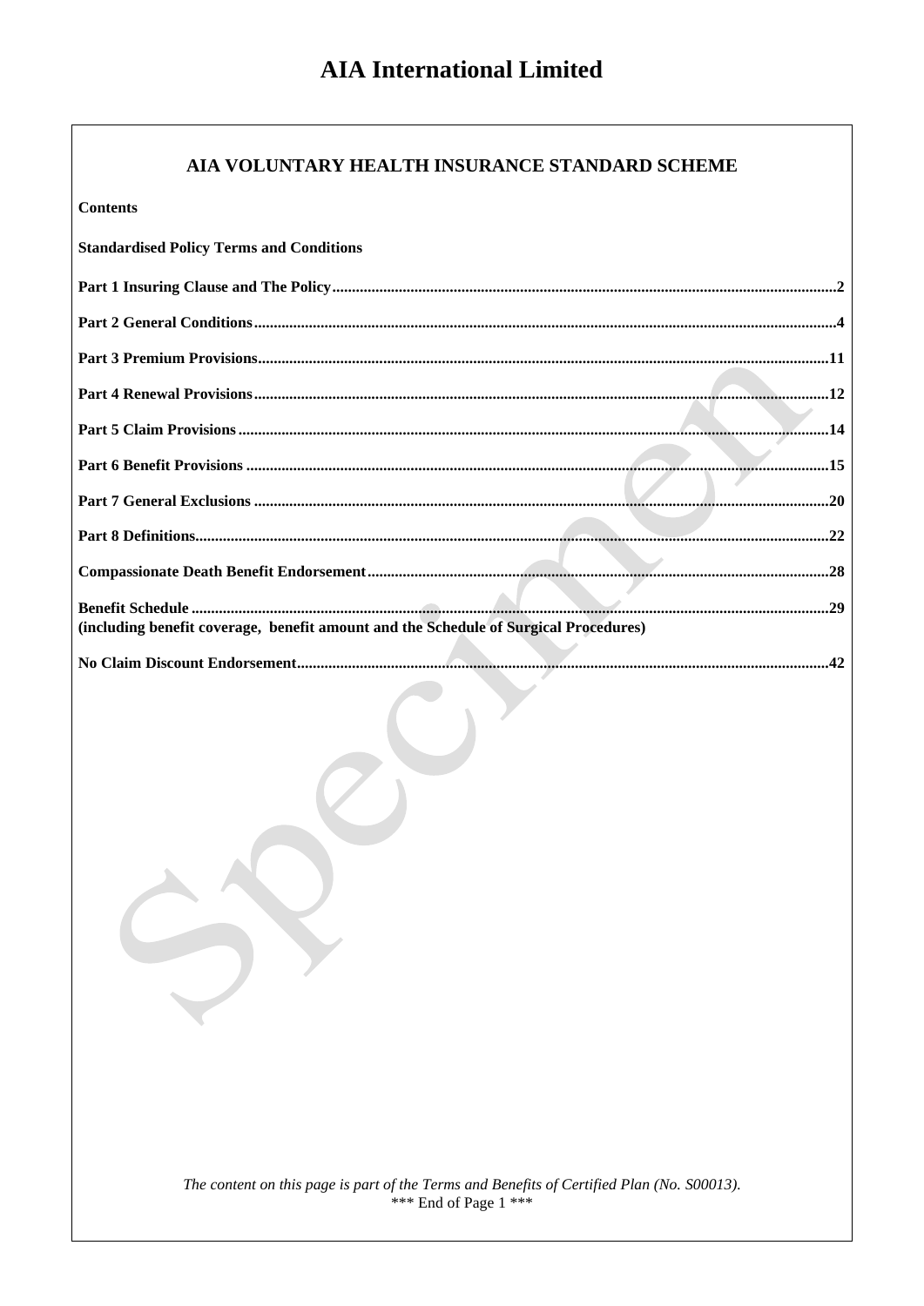# AIA International Limited

## AIA VOLUNTARY HEALTH INSURANCE STANDARD SCHEME

**Contents**

**Standardised Policy Terms and Conditions**

**Part 1 Insuring Clause and The Policy**..........2

**Part 2 General Conditions**..........4

**Part 3 Premium Provisions**..........11

**Part 4 Renewal Provisions**..........12

**Part 5 Claim Provisions**..........14

**Part 6 Benefit Provisions**..........15

**Part 7 General Exclusions**..........20

**Part 8 Definitions**..........22

**Compassionate Death Benefit Endorsement**..........28

**Benefit Schedule**..........29
**(including benefit coverage, benefit amount and the Schedule of Surgical Procedures)**

**No Claim Discount Endorsement**..........42

*The content on this page is part of the Terms and Benefits of Certified Plan (No. S00013).*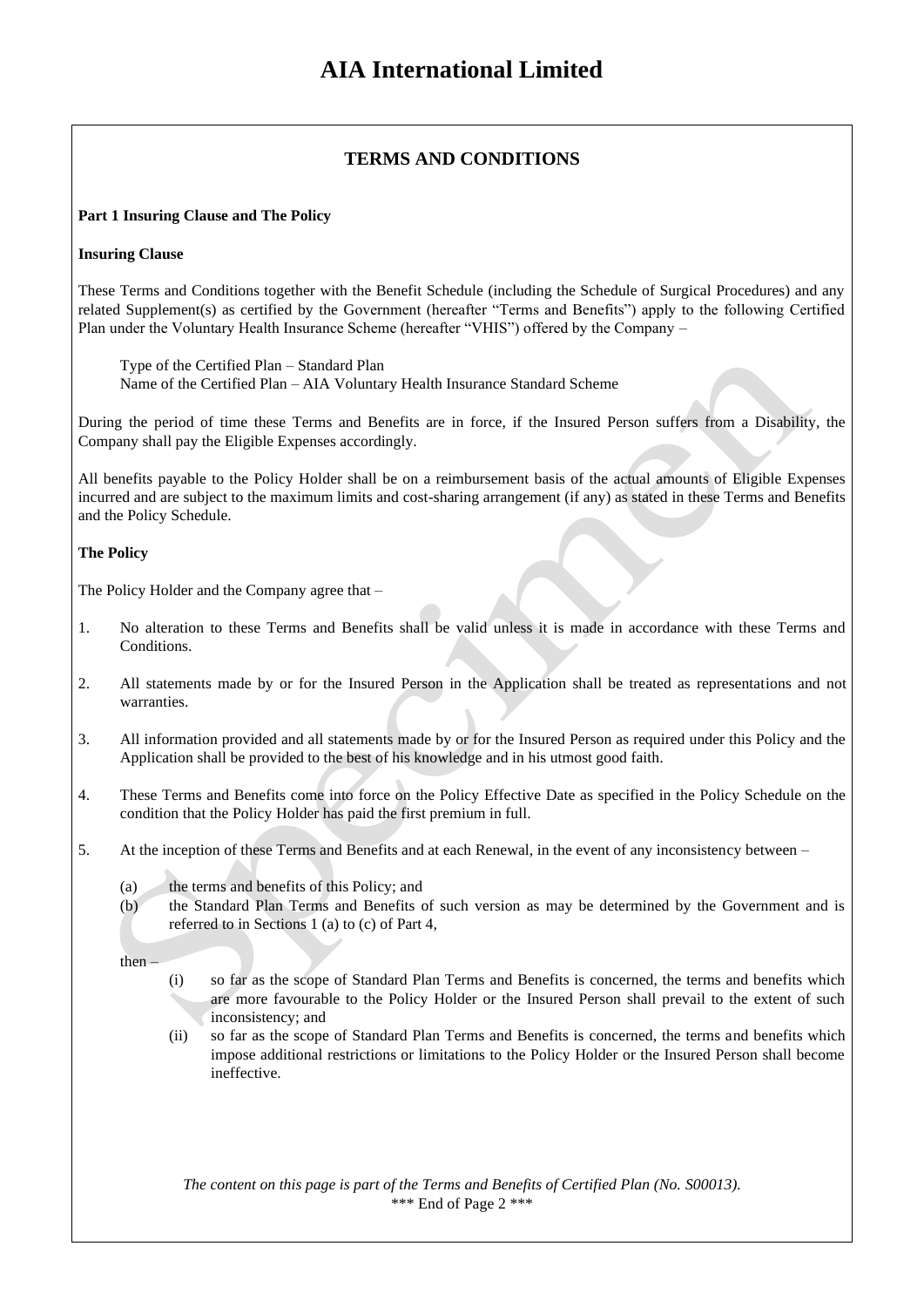# AIA International Limited

## TERMS AND CONDITIONS

**Part 1 Insuring Clause and The Policy**

**Insuring Clause**

These Terms and Conditions together with the Benefit Schedule (including the Schedule of Surgical Procedures) and any related Supplement(s) as certified by the Government (hereafter "Terms and Benefits") apply to the following Certified Plan under the Voluntary Health Insurance Scheme (hereafter "VHIS") offered by the Company –

Type of the Certified Plan – Standard Plan
Name of the Certified Plan – AIA Voluntary Health Insurance Standard Scheme

During the period of time these Terms and Benefits are in force, if the Insured Person suffers from a Disability, the Company shall pay the Eligible Expenses accordingly.

All benefits payable to the Policy Holder shall be on a reimbursement basis of the actual amounts of Eligible Expenses incurred and are subject to the maximum limits and cost-sharing arrangement (if any) as stated in these Terms and Benefits and the Policy Schedule.

**The Policy**

The Policy Holder and the Company agree that –

1. No alteration to these Terms and Benefits shall be valid unless it is made in accordance with these Terms and Conditions.

2. All statements made by or for the Insured Person in the Application shall be treated as representations and not warranties.

3. All information provided and all statements made by or for the Insured Person as required under this Policy and the Application shall be provided to the best of his knowledge and in his utmost good faith.

4. These Terms and Benefits come into force on the Policy Effective Date as specified in the Policy Schedule on the condition that the Policy Holder has paid the first premium in full.

5. At the inception of these Terms and Benefits and at each Renewal, in the event of any inconsistency between –

   (a) the terms and benefits of this Policy; and
   (b) the Standard Plan Terms and Benefits of such version as may be determined by the Government and is referred to in Sections 1 (a) to (c) of Part 4,

   then –

   (i) so far as the scope of Standard Plan Terms and Benefits is concerned, the terms and benefits which are more favourable to the Policy Holder or the Insured Person shall prevail to the extent of such inconsistency; and
   (ii) so far as the scope of Standard Plan Terms and Benefits is concerned, the terms and benefits which impose additional restrictions or limitations to the Policy Holder or the Insured Person shall become ineffective.

*The content on this page is part of the Terms and Benefits of Certified Plan (No. S00013).*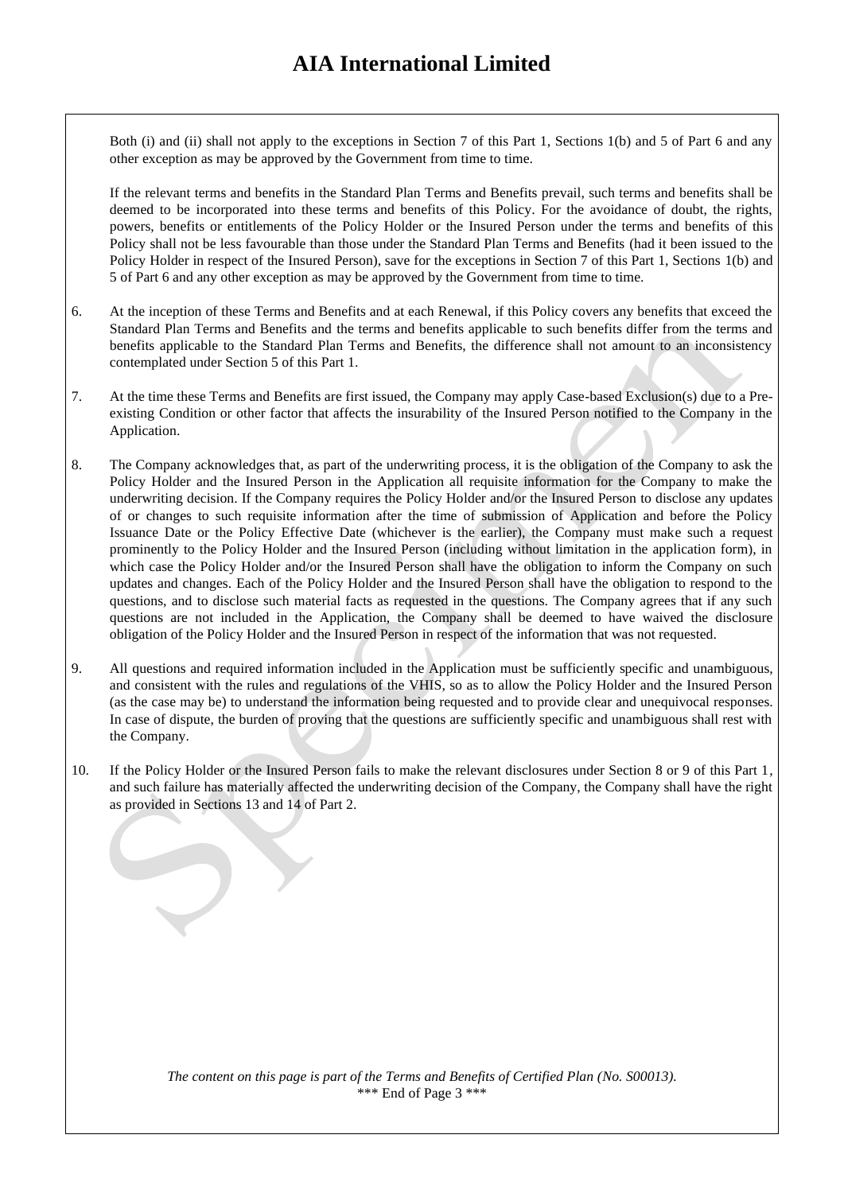Both (i) and (ii) shall not apply to the exceptions in Section 7 of this Part 1, Sections 1(b) and 5 of Part 6 and any other exception as may be approved by the Government from time to time.

If the relevant terms and benefits in the Standard Plan Terms and Benefits prevail, such terms and benefits shall be deemed to be incorporated into these terms and benefits of this Policy. For the avoidance of doubt, the rights, powers, benefits or entitlements of the Policy Holder or the Insured Person under the terms and benefits of this Policy shall not be less favourable than those under the Standard Plan Terms and Benefits (had it been issued to the Policy Holder in respect of the Insured Person), save for the exceptions in Section 7 of this Part 1, Sections 1(b) and 5 of Part 6 and any other exception as may be approved by the Government from time to time.

6. At the inception of these Terms and Benefits and at each Renewal, if this Policy covers any benefits that exceed the Standard Plan Terms and Benefits and the terms and benefits applicable to such benefits differ from the terms and benefits applicable to the Standard Plan Terms and Benefits, the difference shall not amount to an inconsistency contemplated under Section 5 of this Part 1.

7. At the time these Terms and Benefits are first issued, the Company may apply Case-based Exclusion(s) due to a Pre-existing Condition or other factor that affects the insurability of the Insured Person notified to the Company in the Application.

8. The Company acknowledges that, as part of the underwriting process, it is the obligation of the Company to ask the Policy Holder and the Insured Person in the Application all requisite information for the Company to make the underwriting decision. If the Company requires the Policy Holder and/or the Insured Person to disclose any updates of or changes to such requisite information after the time of submission of Application and before the Policy Issuance Date or the Policy Effective Date (whichever is the earlier), the Company must make such a request prominently to the Policy Holder and the Insured Person (including without limitation in the application form), in which case the Policy Holder and/or the Insured Person shall have the obligation to inform the Company on such updates and changes. Each of the Policy Holder and the Insured Person shall have the obligation to respond to the questions, and to disclose such material facts as requested in the questions. The Company agrees that if any such questions are not included in the Application, the Company shall be deemed to have waived the disclosure obligation of the Policy Holder and the Insured Person in respect of the information that was not requested.

9. All questions and required information included in the Application must be sufficiently specific and unambiguous, and consistent with the rules and regulations of the VHIS, so as to allow the Policy Holder and the Insured Person (as the case may be) to understand the information being requested and to provide clear and unequivocal responses. In case of dispute, the burden of proving that the questions are sufficiently specific and unambiguous shall rest with the Company.

10. If the Policy Holder or the Insured Person fails to make the relevant disclosures under Section 8 or 9 of this Part 1, and such failure has materially affected the underwriting decision of the Company, the Company shall have the right as provided in Sections 13 and 14 of Part 2.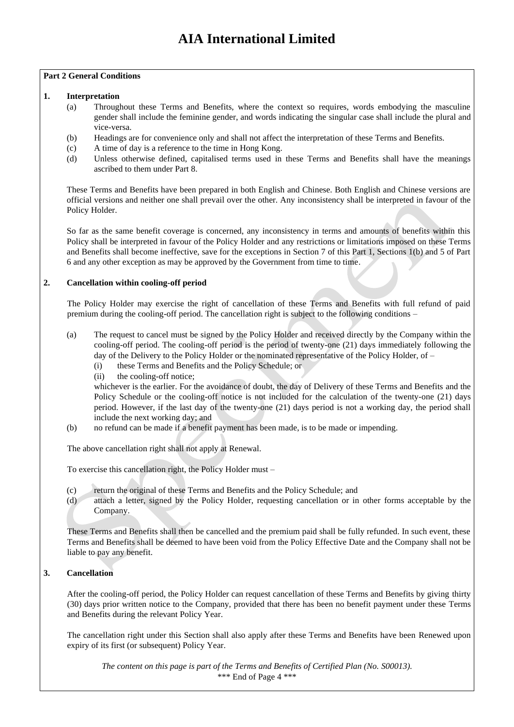# AIA International Limited

## Part 2 General Conditions

### 1. Interpretation

(a) Throughout these Terms and Benefits, where the context so requires, words embodying the masculine gender shall include the feminine gender, and words indicating the singular case shall include the plural and vice-versa.

(b) Headings are for convenience only and shall not affect the interpretation of these Terms and Benefits.

(c) A time of day is a reference to the time in Hong Kong.

(d) Unless otherwise defined, capitalised terms used in these Terms and Benefits shall have the meanings ascribed to them under Part 8.

These Terms and Benefits have been prepared in both English and Chinese. Both English and Chinese versions are official versions and neither one shall prevail over the other. Any inconsistency shall be interpreted in favour of the Policy Holder.

So far as the same benefit coverage is concerned, any inconsistency in terms and amounts of benefits within this Policy shall be interpreted in favour of the Policy Holder and any restrictions or limitations imposed on these Terms and Benefits shall become ineffective, save for the exceptions in Section 7 of this Part 1, Sections 1(b) and 5 of Part 6 and any other exception as may be approved by the Government from time to time.

### 2. Cancellation within cooling-off period

The Policy Holder may exercise the right of cancellation of these Terms and Benefits with full refund of paid premium during the cooling-off period. The cancellation right is subject to the following conditions –

(a) The request to cancel must be signed by the Policy Holder and received directly by the Company within the cooling-off period. The cooling-off period is the period of twenty-one (21) days immediately following the day of the Delivery to the Policy Holder or the nominated representative of the Policy Holder, of –

(i) these Terms and Benefits and the Policy Schedule; or

(ii) the cooling-off notice;

whichever is the earlier. For the avoidance of doubt, the day of Delivery of these Terms and Benefits and the Policy Schedule or the cooling-off notice is not included for the calculation of the twenty-one (21) days period. However, if the last day of the twenty-one (21) days period is not a working day, the period shall include the next working day; and

(b) no refund can be made if a benefit payment has been made, is to be made or impending.

The above cancellation right shall not apply at Renewal.

To exercise this cancellation right, the Policy Holder must –

(c) return the original of these Terms and Benefits and the Policy Schedule; and

(d) attach a letter, signed by the Policy Holder, requesting cancellation or in other forms acceptable by the Company.

These Terms and Benefits shall then be cancelled and the premium paid shall be fully refunded. In such event, these Terms and Benefits shall be deemed to have been void from the Policy Effective Date and the Company shall not be liable to pay any benefit.

### 3. Cancellation

After the cooling-off period, the Policy Holder can request cancellation of these Terms and Benefits by giving thirty (30) days prior written notice to the Company, provided that there has been no benefit payment under these Terms and Benefits during the relevant Policy Year.

The cancellation right under this Section shall also apply after these Terms and Benefits have been Renewed upon expiry of its first (or subsequent) Policy Year.

*The content on this page is part of the Terms and Benefits of Certified Plan (No. S00013).*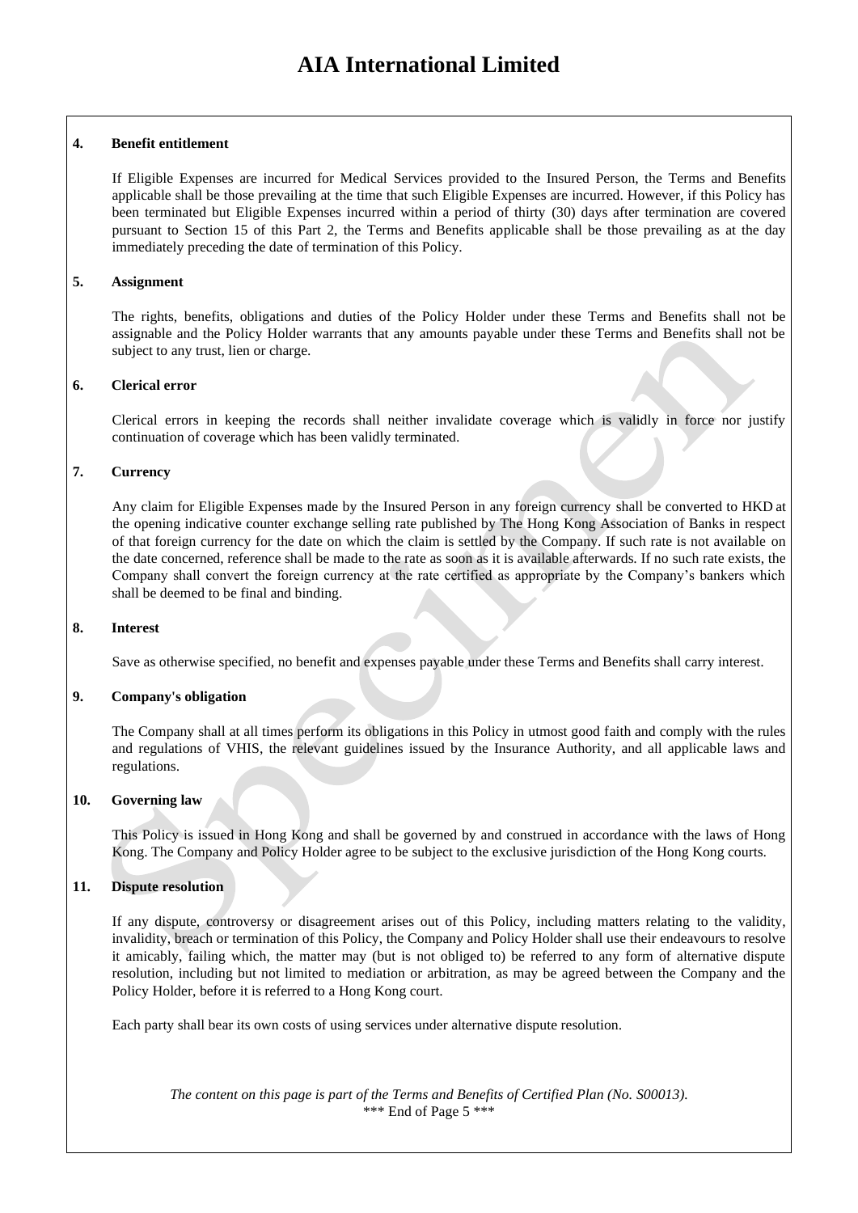**4. Benefit entitlement**

If Eligible Expenses are incurred for Medical Services provided to the Insured Person, the Terms and Benefits applicable shall be those prevailing at the time that such Eligible Expenses are incurred. However, if this Policy has been terminated but Eligible Expenses incurred within a period of thirty (30) days after termination are covered pursuant to Section 15 of this Part 2, the Terms and Benefits applicable shall be those prevailing as at the day immediately preceding the date of termination of this Policy.

**5. Assignment**

The rights, benefits, obligations and duties of the Policy Holder under these Terms and Benefits shall not be assignable and the Policy Holder warrants that any amounts payable under these Terms and Benefits shall not be subject to any trust, lien or charge.

**6. Clerical error**

Clerical errors in keeping the records shall neither invalidate coverage which is validly in force nor justify continuation of coverage which has been validly terminated.

**7. Currency**

Any claim for Eligible Expenses made by the Insured Person in any foreign currency shall be converted to HKD at the opening indicative counter exchange selling rate published by The Hong Kong Association of Banks in respect of that foreign currency for the date on which the claim is settled by the Company. If such rate is not available on the date concerned, reference shall be made to the rate as soon as it is available afterwards. If no such rate exists, the Company shall convert the foreign currency at the rate certified as appropriate by the Company's bankers which shall be deemed to be final and binding.

**8. Interest**

Save as otherwise specified, no benefit and expenses payable under these Terms and Benefits shall carry interest.

**9. Company's obligation**

The Company shall at all times perform its obligations in this Policy in utmost good faith and comply with the rules and regulations of VHIS, the relevant guidelines issued by the Insurance Authority, and all applicable laws and regulations.

**10. Governing law**

This Policy is issued in Hong Kong and shall be governed by and construed in accordance with the laws of Hong Kong. The Company and Policy Holder agree to be subject to the exclusive jurisdiction of the Hong Kong courts.

**11. Dispute resolution**

If any dispute, controversy or disagreement arises out of this Policy, including matters relating to the validity, invalidity, breach or termination of this Policy, the Company and Policy Holder shall use their endeavours to resolve it amicably, failing which, the matter may (but is not obliged to) be referred to any form of alternative dispute resolution, including but not limited to mediation or arbitration, as may be agreed between the Company and the Policy Holder, before it is referred to a Hong Kong court.

Each party shall bear its own costs of using services under alternative dispute resolution.

*The content on this page is part of the Terms and Benefits of Certified Plan (No. S00013).*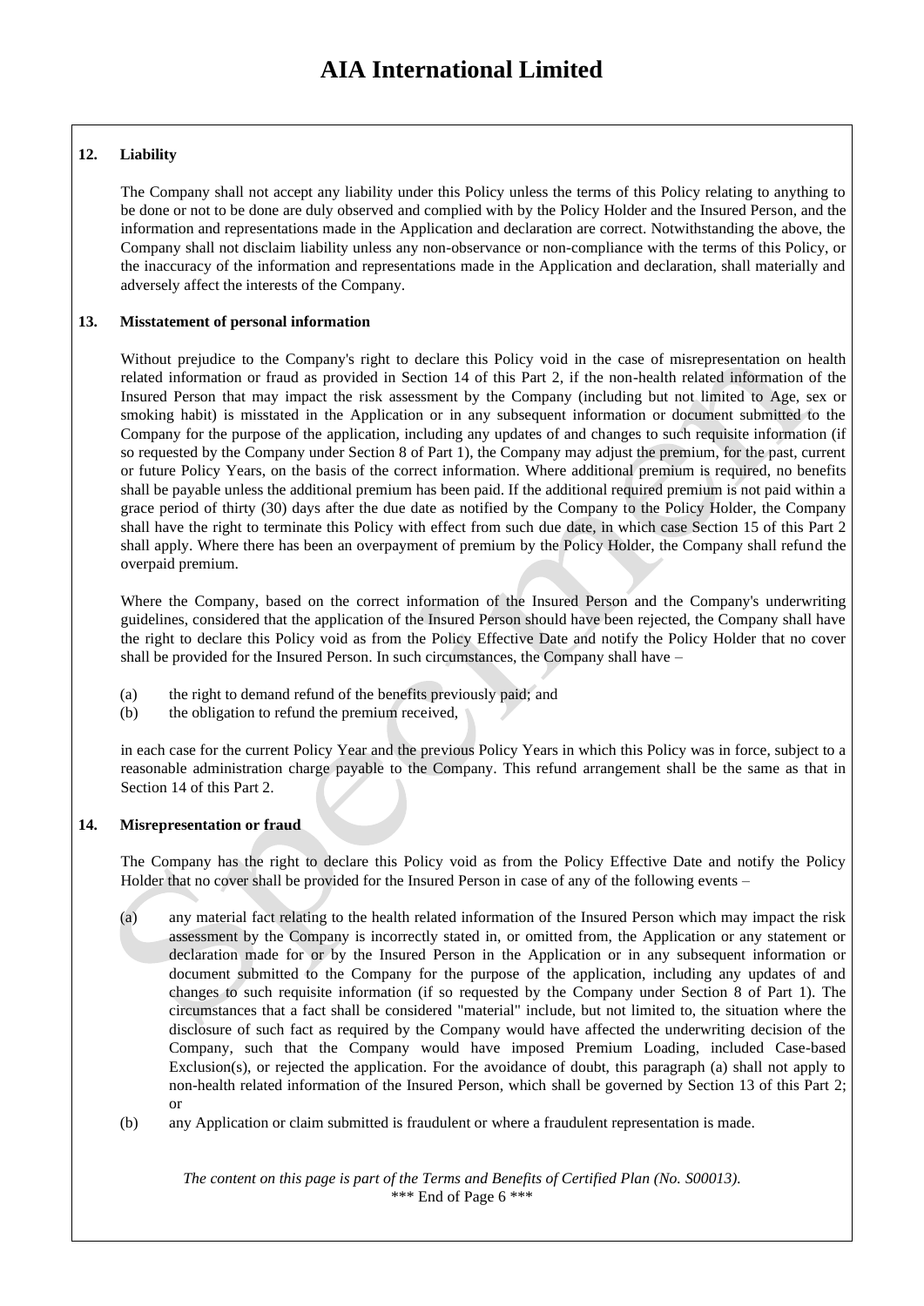## 12. Liability

The Company shall not accept any liability under this Policy unless the terms of this Policy relating to anything to be done or not to be done are duly observed and complied with by the Policy Holder and the Insured Person, and the information and representations made in the Application and declaration are correct. Notwithstanding the above, the Company shall not disclaim liability unless any non-observance or non-compliance with the terms of this Policy, or the inaccuracy of the information and representations made in the Application and declaration, shall materially and adversely affect the interests of the Company.

## 13. Misstatement of personal information

Without prejudice to the Company's right to declare this Policy void in the case of misrepresentation on health related information or fraud as provided in Section 14 of this Part 2, if the non-health related information of the Insured Person that may impact the risk assessment by the Company (including but not limited to Age, sex or smoking habit) is misstated in the Application or in any subsequent information or document submitted to the Company for the purpose of the application, including any updates of and changes to such requisite information (if so requested by the Company under Section 8 of Part 1), the Company may adjust the premium, for the past, current or future Policy Years, on the basis of the correct information. Where additional premium is required, no benefits shall be payable unless the additional premium has been paid. If the additional required premium is not paid within a grace period of thirty (30) days after the due date as notified by the Company to the Policy Holder, the Company shall have the right to terminate this Policy with effect from such due date, in which case Section 15 of this Part 2 shall apply. Where there has been an overpayment of premium by the Policy Holder, the Company shall refund the overpaid premium.

Where the Company, based on the correct information of the Insured Person and the Company's underwriting guidelines, considered that the application of the Insured Person should have been rejected, the Company shall have the right to declare this Policy void as from the Policy Effective Date and notify the Policy Holder that no cover shall be provided for the Insured Person. In such circumstances, the Company shall have –

(a) the right to demand refund of the benefits previously paid; and
(b) the obligation to refund the premium received,

in each case for the current Policy Year and the previous Policy Years in which this Policy was in force, subject to a reasonable administration charge payable to the Company. This refund arrangement shall be the same as that in Section 14 of this Part 2.

## 14. Misrepresentation or fraud

The Company has the right to declare this Policy void as from the Policy Effective Date and notify the Policy Holder that no cover shall be provided for the Insured Person in case of any of the following events –

(a) any material fact relating to the health related information of the Insured Person which may impact the risk assessment by the Company is incorrectly stated in, or omitted from, the Application or any statement or declaration made for or by the Insured Person in the Application or in any subsequent information or document submitted to the Company for the purpose of the application, including any updates of and changes to such requisite information (if so requested by the Company under Section 8 of Part 1). The circumstances that a fact shall be considered "material" include, but not limited to, the situation where the disclosure of such fact as required by the Company would have affected the underwriting decision of the Company, such that the Company would have imposed Premium Loading, included Case-based Exclusion(s), or rejected the application. For the avoidance of doubt, this paragraph (a) shall not apply to non-health related information of the Insured Person, which shall be governed by Section 13 of this Part 2; or
(b) any Application or claim submitted is fraudulent or where a fraudulent representation is made.

*The content on this page is part of the Terms and Benefits of Certified Plan (No. S00013).*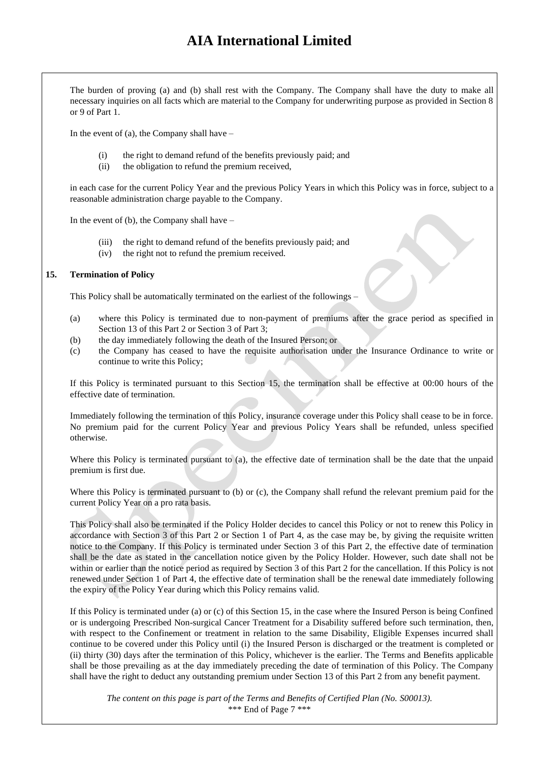The burden of proving (a) and (b) shall rest with the Company. The Company shall have the duty to make all necessary inquiries on all facts which are material to the Company for underwriting purpose as provided in Section 8 or 9 of Part 1.

In the event of (a), the Company shall have –

(i) the right to demand refund of the benefits previously paid; and
(ii) the obligation to refund the premium received,

in each case for the current Policy Year and the previous Policy Years in which this Policy was in force, subject to a reasonable administration charge payable to the Company.

In the event of (b), the Company shall have –

(iii) the right to demand refund of the benefits previously paid; and
(iv) the right not to refund the premium received.

**15. Termination of Policy**

This Policy shall be automatically terminated on the earliest of the followings –

(a) where this Policy is terminated due to non-payment of premiums after the grace period as specified in Section 13 of this Part 2 or Section 3 of Part 3;
(b) the day immediately following the death of the Insured Person; or
(c) the Company has ceased to have the requisite authorisation under the Insurance Ordinance to write or continue to write this Policy;

If this Policy is terminated pursuant to this Section 15, the termination shall be effective at 00:00 hours of the effective date of termination.

Immediately following the termination of this Policy, insurance coverage under this Policy shall cease to be in force. No premium paid for the current Policy Year and previous Policy Years shall be refunded, unless specified otherwise.

Where this Policy is terminated pursuant to (a), the effective date of termination shall be the date that the unpaid premium is first due.

Where this Policy is terminated pursuant to (b) or (c), the Company shall refund the relevant premium paid for the current Policy Year on a pro rata basis.

This Policy shall also be terminated if the Policy Holder decides to cancel this Policy or not to renew this Policy in accordance with Section 3 of this Part 2 or Section 1 of Part 4, as the case may be, by giving the requisite written notice to the Company. If this Policy is terminated under Section 3 of this Part 2, the effective date of termination shall be the date as stated in the cancellation notice given by the Policy Holder. However, such date shall not be within or earlier than the notice period as required by Section 3 of this Part 2 for the cancellation. If this Policy is not renewed under Section 1 of Part 4, the effective date of termination shall be the renewal date immediately following the expiry of the Policy Year during which this Policy remains valid.

If this Policy is terminated under (a) or (c) of this Section 15, in the case where the Insured Person is being Confined or is undergoing Prescribed Non-surgical Cancer Treatment for a Disability suffered before such termination, then, with respect to the Confinement or treatment in relation to the same Disability, Eligible Expenses incurred shall continue to be covered under this Policy until (i) the Insured Person is discharged or the treatment is completed or (ii) thirty (30) days after the termination of this Policy, whichever is the earlier. The Terms and Benefits applicable shall be those prevailing as at the day immediately preceding the date of termination of this Policy. The Company shall have the right to deduct any outstanding premium under Section 13 of this Part 2 from any benefit payment.

*The content on this page is part of the Terms and Benefits of Certified Plan (No. S00013).*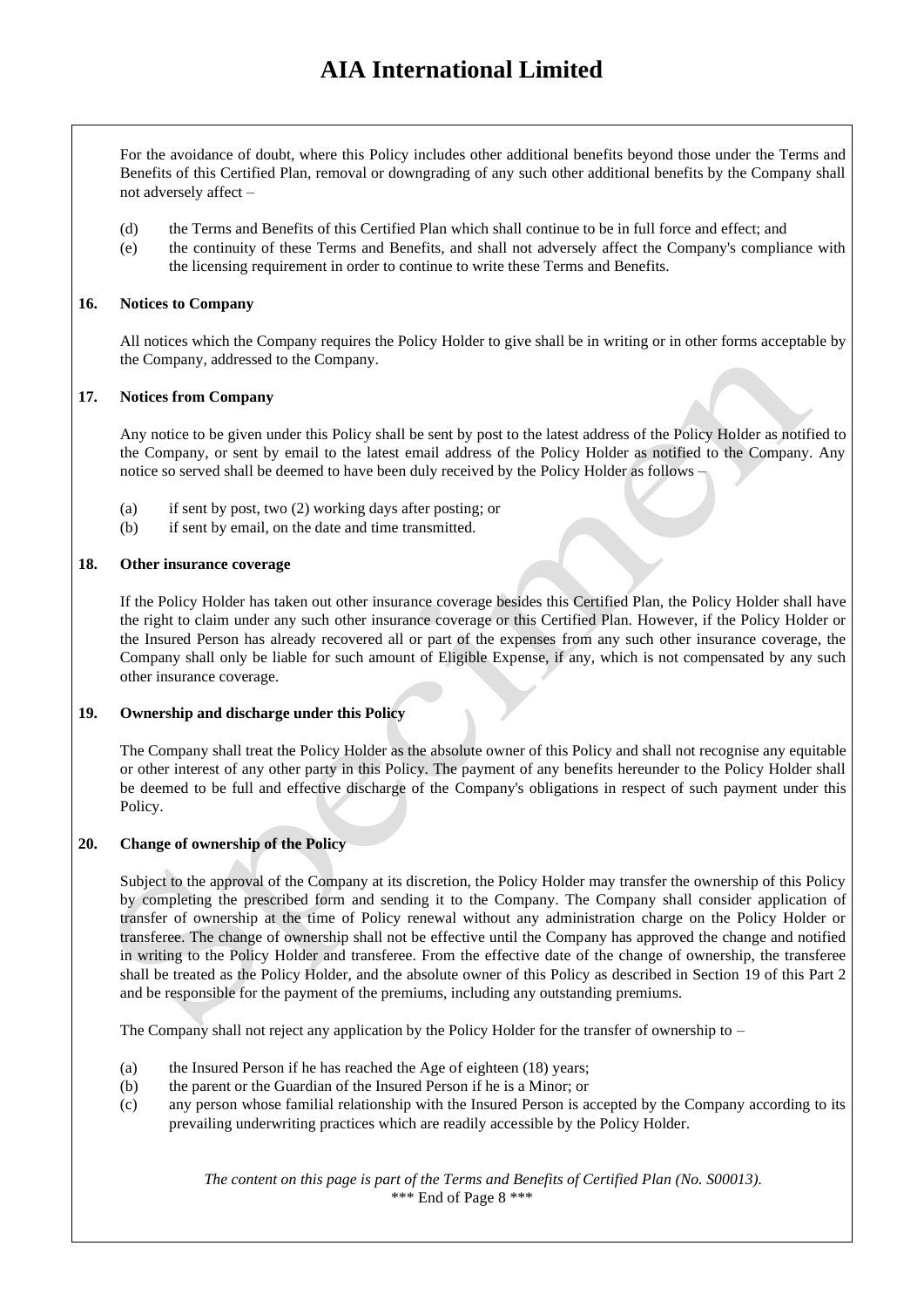For the avoidance of doubt, where this Policy includes other additional benefits beyond those under the Terms and Benefits of this Certified Plan, removal or downgrading of any such other additional benefits by the Company shall not adversely affect –

(d) the Terms and Benefits of this Certified Plan which shall continue to be in full force and effect; and
(e) the continuity of these Terms and Benefits, and shall not adversely affect the Company's compliance with the licensing requirement in order to continue to write these Terms and Benefits.

### 16. Notices to Company

All notices which the Company requires the Policy Holder to give shall be in writing or in other forms acceptable by the Company, addressed to the Company.

### 17. Notices from Company

Any notice to be given under this Policy shall be sent by post to the latest address of the Policy Holder as notified to the Company, or sent by email to the latest email address of the Policy Holder as notified to the Company. Any notice so served shall be deemed to have been duly received by the Policy Holder as follows –

(a) if sent by post, two (2) working days after posting; or
(b) if sent by email, on the date and time transmitted.

### 18. Other insurance coverage

If the Policy Holder has taken out other insurance coverage besides this Certified Plan, the Policy Holder shall have the right to claim under any such other insurance coverage or this Certified Plan. However, if the Policy Holder or the Insured Person has already recovered all or part of the expenses from any such other insurance coverage, the Company shall only be liable for such amount of Eligible Expense, if any, which is not compensated by any such other insurance coverage.

### 19. Ownership and discharge under this Policy

The Company shall treat the Policy Holder as the absolute owner of this Policy and shall not recognise any equitable or other interest of any other party in this Policy. The payment of any benefits hereunder to the Policy Holder shall be deemed to be full and effective discharge of the Company's obligations in respect of such payment under this Policy.

### 20. Change of ownership of the Policy

Subject to the approval of the Company at its discretion, the Policy Holder may transfer the ownership of this Policy by completing the prescribed form and sending it to the Company. The Company shall consider application of transfer of ownership at the time of Policy renewal without any administration charge on the Policy Holder or transferee. The change of ownership shall not be effective until the Company has approved the change and notified in writing to the Policy Holder and transferee. From the effective date of the change of ownership, the transferee shall be treated as the Policy Holder, and the absolute owner of this Policy as described in Section 19 of this Part 2 and be responsible for the payment of the premiums, including any outstanding premiums.

The Company shall not reject any application by the Policy Holder for the transfer of ownership to –

(a) the Insured Person if he has reached the Age of eighteen (18) years;
(b) the parent or the Guardian of the Insured Person if he is a Minor; or
(c) any person whose familial relationship with the Insured Person is accepted by the Company according to its prevailing underwriting practices which are readily accessible by the Policy Holder.

*The content on this page is part of the Terms and Benefits of Certified Plan (No. S00013).*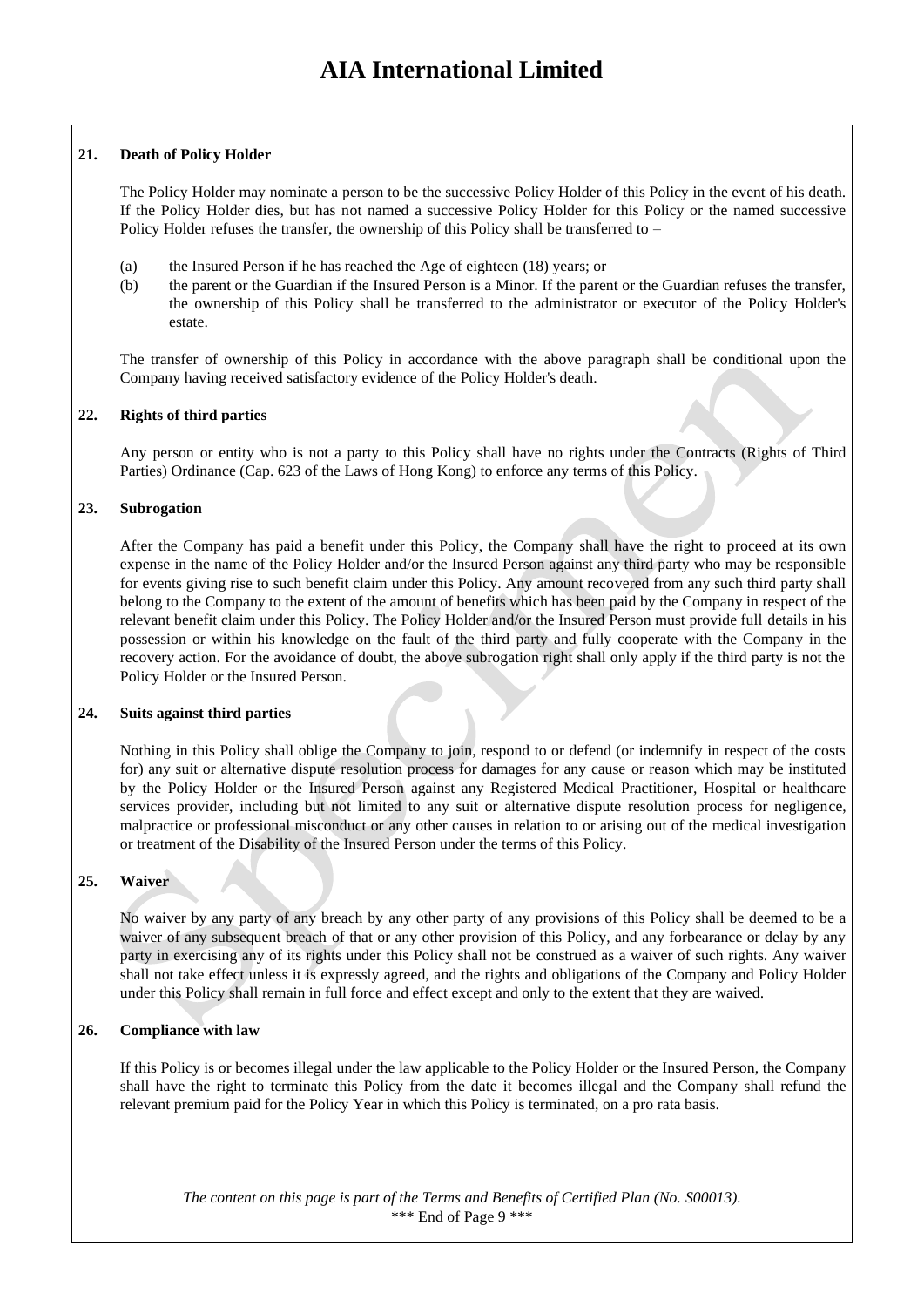**21. Death of Policy Holder**

The Policy Holder may nominate a person to be the successive Policy Holder of this Policy in the event of his death. If the Policy Holder dies, but has not named a successive Policy Holder for this Policy or the named successive Policy Holder refuses the transfer, the ownership of this Policy shall be transferred to –

(a) the Insured Person if he has reached the Age of eighteen (18) years; or

(b) the parent or the Guardian if the Insured Person is a Minor. If the parent or the Guardian refuses the transfer, the ownership of this Policy shall be transferred to the administrator or executor of the Policy Holder's estate.

The transfer of ownership of this Policy in accordance with the above paragraph shall be conditional upon the Company having received satisfactory evidence of the Policy Holder's death.

**22. Rights of third parties**

Any person or entity who is not a party to this Policy shall have no rights under the Contracts (Rights of Third Parties) Ordinance (Cap. 623 of the Laws of Hong Kong) to enforce any terms of this Policy.

**23. Subrogation**

After the Company has paid a benefit under this Policy, the Company shall have the right to proceed at its own expense in the name of the Policy Holder and/or the Insured Person against any third party who may be responsible for events giving rise to such benefit claim under this Policy. Any amount recovered from any such third party shall belong to the Company to the extent of the amount of benefits which has been paid by the Company in respect of the relevant benefit claim under this Policy. The Policy Holder and/or the Insured Person must provide full details in his possession or within his knowledge on the fault of the third party and fully cooperate with the Company in the recovery action. For the avoidance of doubt, the above subrogation right shall only apply if the third party is not the Policy Holder or the Insured Person.

**24. Suits against third parties**

Nothing in this Policy shall oblige the Company to join, respond to or defend (or indemnify in respect of the costs for) any suit or alternative dispute resolution process for damages for any cause or reason which may be instituted by the Policy Holder or the Insured Person against any Registered Medical Practitioner, Hospital or healthcare services provider, including but not limited to any suit or alternative dispute resolution process for negligence, malpractice or professional misconduct or any other causes in relation to or arising out of the medical investigation or treatment of the Disability of the Insured Person under the terms of this Policy.

**25. Waiver**

No waiver by any party of any breach by any other party of any provisions of this Policy shall be deemed to be a waiver of any subsequent breach of that or any other provision of this Policy, and any forbearance or delay by any party in exercising any of its rights under this Policy shall not be construed as a waiver of such rights. Any waiver shall not take effect unless it is expressly agreed, and the rights and obligations of the Company and Policy Holder under this Policy shall remain in full force and effect except and only to the extent that they are waived.

**26. Compliance with law**

If this Policy is or becomes illegal under the law applicable to the Policy Holder or the Insured Person, the Company shall have the right to terminate this Policy from the date it becomes illegal and the Company shall refund the relevant premium paid for the Policy Year in which this Policy is terminated, on a pro rata basis.

*The content on this page is part of the Terms and Benefits of Certified Plan (No. S00013).*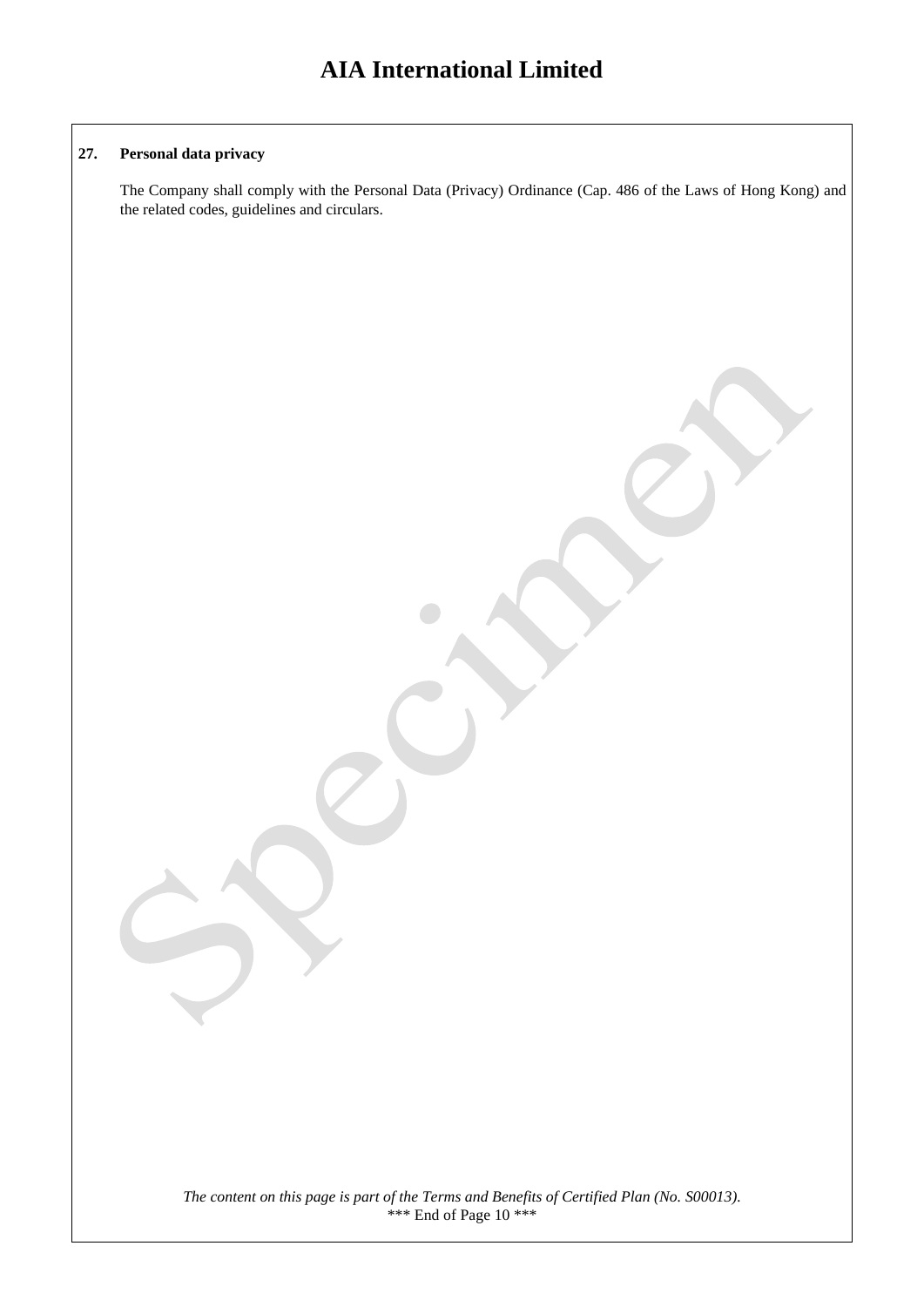**27. Personal data privacy**

The Company shall comply with the Personal Data (Privacy) Ordinance (Cap. 486 of the Laws of Hong Kong) and the related codes, guidelines and circulars.

*The content on this page is part of the Terms and Benefits of Certified Plan (No. S00013).*

*** End of Page 10 ***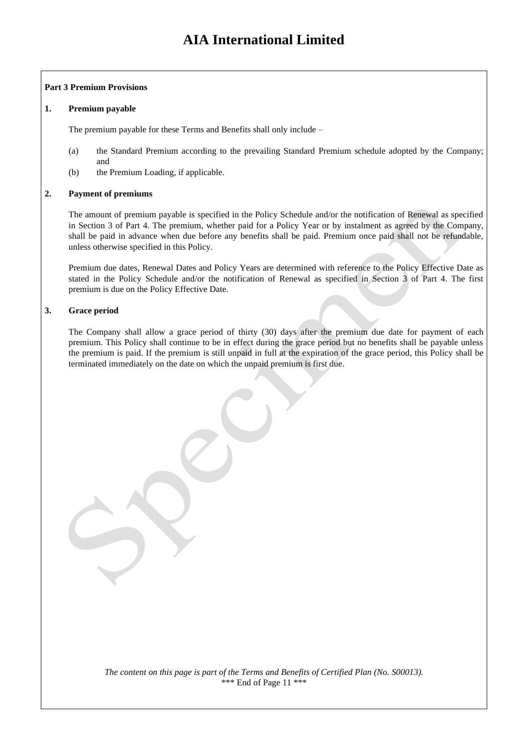**Part 3 Premium Provisions**

**1. Premium payable**

The premium payable for these Terms and Benefits shall only include –

(a) the Standard Premium according to the prevailing Standard Premium schedule adopted by the Company; and

(b) the Premium Loading, if applicable.

**2. Payment of premiums**

The amount of premium payable is specified in the Policy Schedule and/or the notification of Renewal as specified in Section 3 of Part 4. The premium, whether paid for a Policy Year or by instalment as agreed by the Company, shall be paid in advance when due before any benefits shall be paid. Premium once paid shall not be refundable, unless otherwise specified in this Policy.

Premium due dates, Renewal Dates and Policy Years are determined with reference to the Policy Effective Date as stated in the Policy Schedule and/or the notification of Renewal as specified in Section 3 of Part 4. The first premium is due on the Policy Effective Date.

**3. Grace period**

The Company shall allow a grace period of thirty (30) days after the premium due date for payment of each premium. This Policy shall continue to be in effect during the grace period but no benefits shall be payable unless the premium is paid. If the premium is still unpaid in full at the expiration of the grace period, this Policy shall be terminated immediately on the date on which the unpaid premium is first due.

*The content on this page is part of the Terms and Benefits of Certified Plan (No. S00013).*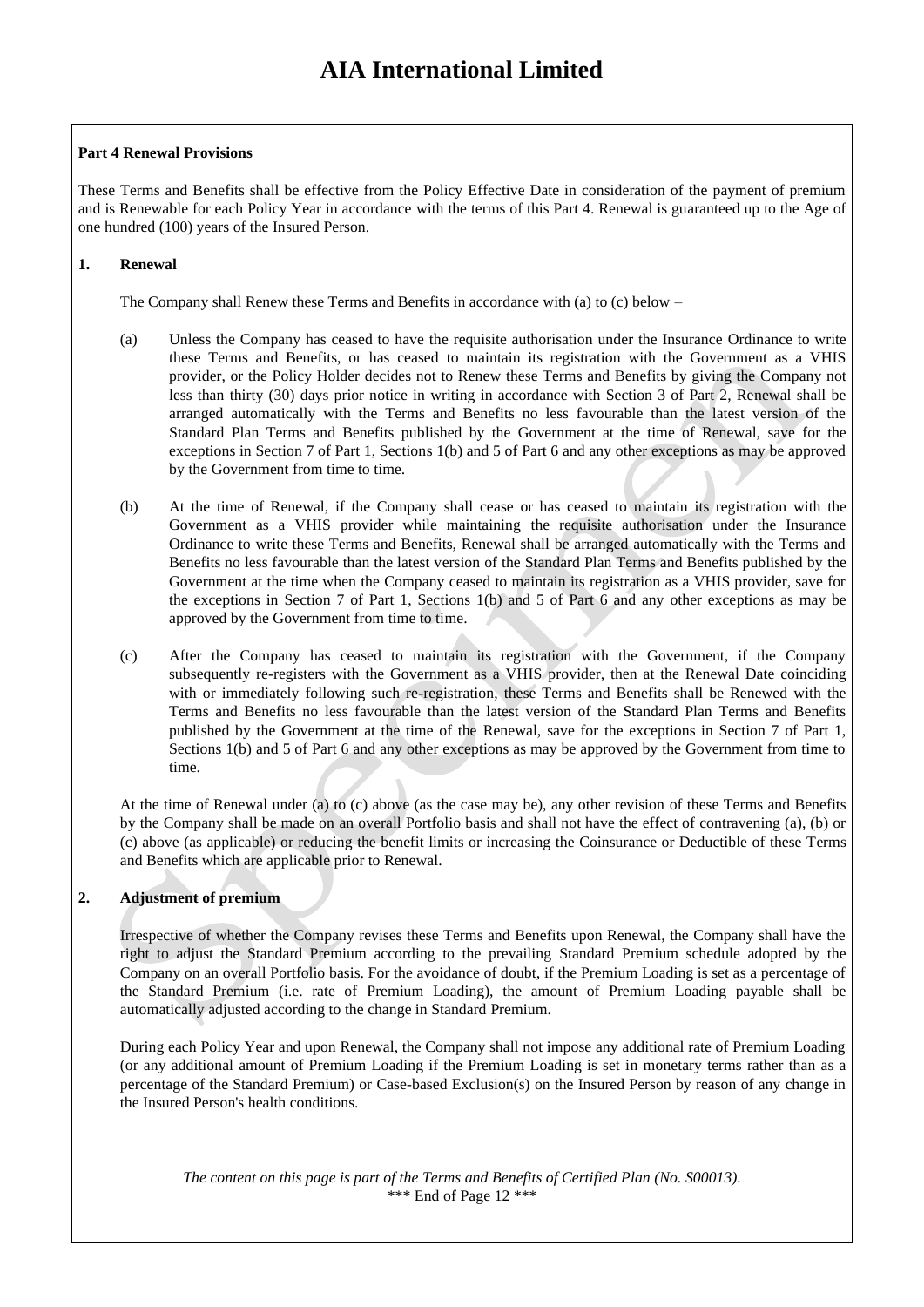**Part 4 Renewal Provisions**

These Terms and Benefits shall be effective from the Policy Effective Date in consideration of the payment of premium and is Renewable for each Policy Year in accordance with the terms of this Part 4. Renewal is guaranteed up to the Age of one hundred (100) years of the Insured Person.

**1. Renewal**

The Company shall Renew these Terms and Benefits in accordance with (a) to (c) below –

(a) Unless the Company has ceased to have the requisite authorisation under the Insurance Ordinance to write these Terms and Benefits, or has ceased to maintain its registration with the Government as a VHIS provider, or the Policy Holder decides not to Renew these Terms and Benefits by giving the Company not less than thirty (30) days prior notice in writing in accordance with Section 3 of Part 2, Renewal shall be arranged automatically with the Terms and Benefits no less favourable than the latest version of the Standard Plan Terms and Benefits published by the Government at the time of Renewal, save for the exceptions in Section 7 of Part 1, Sections 1(b) and 5 of Part 6 and any other exceptions as may be approved by the Government from time to time.

(b) At the time of Renewal, if the Company shall cease or has ceased to maintain its registration with the Government as a VHIS provider while maintaining the requisite authorisation under the Insurance Ordinance to write these Terms and Benefits, Renewal shall be arranged automatically with the Terms and Benefits no less favourable than the latest version of the Standard Plan Terms and Benefits published by the Government at the time when the Company ceased to maintain its registration as a VHIS provider, save for the exceptions in Section 7 of Part 1, Sections 1(b) and 5 of Part 6 and any other exceptions as may be approved by the Government from time to time.

(c) After the Company has ceased to maintain its registration with the Government, if the Company subsequently re-registers with the Government as a VHIS provider, then at the Renewal Date coinciding with or immediately following such re-registration, these Terms and Benefits shall be Renewed with the Terms and Benefits no less favourable than the latest version of the Standard Plan Terms and Benefits published by the Government at the time of the Renewal, save for the exceptions in Section 7 of Part 1, Sections 1(b) and 5 of Part 6 and any other exceptions as may be approved by the Government from time to time.

At the time of Renewal under (a) to (c) above (as the case may be), any other revision of these Terms and Benefits by the Company shall be made on an overall Portfolio basis and shall not have the effect of contravening (a), (b) or (c) above (as applicable) or reducing the benefit limits or increasing the Coinsurance or Deductible of these Terms and Benefits which are applicable prior to Renewal.

**2. Adjustment of premium**

Irrespective of whether the Company revises these Terms and Benefits upon Renewal, the Company shall have the right to adjust the Standard Premium according to the prevailing Standard Premium schedule adopted by the Company on an overall Portfolio basis. For the avoidance of doubt, if the Premium Loading is set as a percentage of the Standard Premium (i.e. rate of Premium Loading), the amount of Premium Loading payable shall be automatically adjusted according to the change in Standard Premium.

During each Policy Year and upon Renewal, the Company shall not impose any additional rate of Premium Loading (or any additional amount of Premium Loading if the Premium Loading is set in monetary terms rather than as a percentage of the Standard Premium) or Case-based Exclusion(s) on the Insured Person by reason of any change in the Insured Person's health conditions.

*The content on this page is part of the Terms and Benefits of Certified Plan (No. S00013).*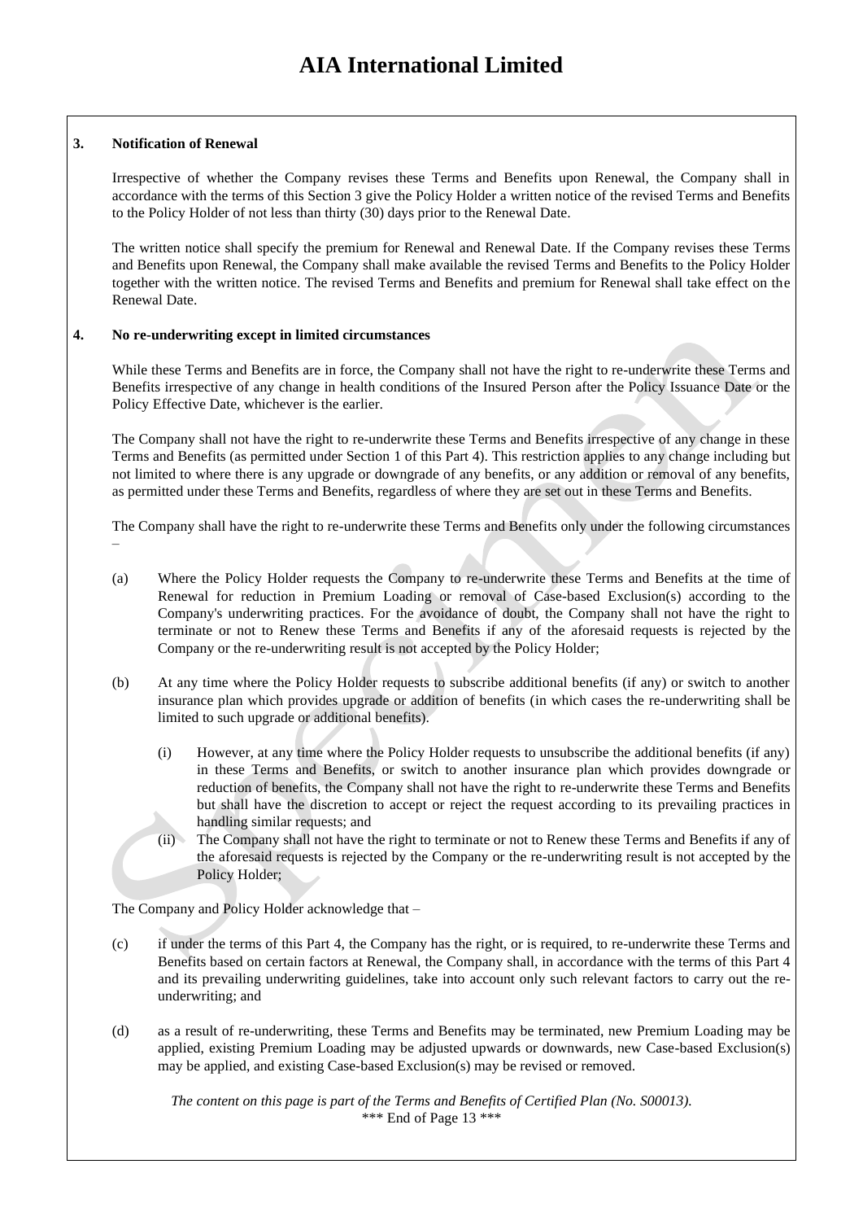### 3. Notification of Renewal

Irrespective of whether the Company revises these Terms and Benefits upon Renewal, the Company shall in accordance with the terms of this Section 3 give the Policy Holder a written notice of the revised Terms and Benefits to the Policy Holder of not less than thirty (30) days prior to the Renewal Date.

The written notice shall specify the premium for Renewal and Renewal Date. If the Company revises these Terms and Benefits upon Renewal, the Company shall make available the revised Terms and Benefits to the Policy Holder together with the written notice. The revised Terms and Benefits and premium for Renewal shall take effect on the Renewal Date.

### 4. No re-underwriting except in limited circumstances

While these Terms and Benefits are in force, the Company shall not have the right to re-underwrite these Terms and Benefits irrespective of any change in health conditions of the Insured Person after the Policy Issuance Date or the Policy Effective Date, whichever is the earlier.

The Company shall not have the right to re-underwrite these Terms and Benefits irrespective of any change in these Terms and Benefits (as permitted under Section 1 of this Part 4). This restriction applies to any change including but not limited to where there is any upgrade or downgrade of any benefits, or any addition or removal of any benefits, as permitted under these Terms and Benefits, regardless of where they are set out in these Terms and Benefits.

The Company shall have the right to re-underwrite these Terms and Benefits only under the following circumstances –

(a) Where the Policy Holder requests the Company to re-underwrite these Terms and Benefits at the time of Renewal for reduction in Premium Loading or removal of Case-based Exclusion(s) according to the Company's underwriting practices. For the avoidance of doubt, the Company shall not have the right to terminate or not to Renew these Terms and Benefits if any of the aforesaid requests is rejected by the Company or the re-underwriting result is not accepted by the Policy Holder;

(b) At any time where the Policy Holder requests to subscribe additional benefits (if any) or switch to another insurance plan which provides upgrade or addition of benefits (in which cases the re-underwriting shall be limited to such upgrade or additional benefits).

  (i) However, at any time where the Policy Holder requests to unsubscribe the additional benefits (if any) in these Terms and Benefits, or switch to another insurance plan which provides downgrade or reduction of benefits, the Company shall not have the right to re-underwrite these Terms and Benefits but shall have the discretion to accept or reject the request according to its prevailing practices in handling similar requests; and

  (ii) The Company shall not have the right to terminate or not to Renew these Terms and Benefits if any of the aforesaid requests is rejected by the Company or the re-underwriting result is not accepted by the Policy Holder;

The Company and Policy Holder acknowledge that –

(c) if under the terms of this Part 4, the Company has the right, or is required, to re-underwrite these Terms and Benefits based on certain factors at Renewal, the Company shall, in accordance with the terms of this Part 4 and its prevailing underwriting guidelines, take into account only such relevant factors to carry out the re-underwriting; and

(d) as a result of re-underwriting, these Terms and Benefits may be terminated, new Premium Loading may be applied, existing Premium Loading may be adjusted upwards or downwards, new Case-based Exclusion(s) may be applied, and existing Case-based Exclusion(s) may be revised or removed.

*The content on this page is part of the Terms and Benefits of Certified Plan (No. S00013).*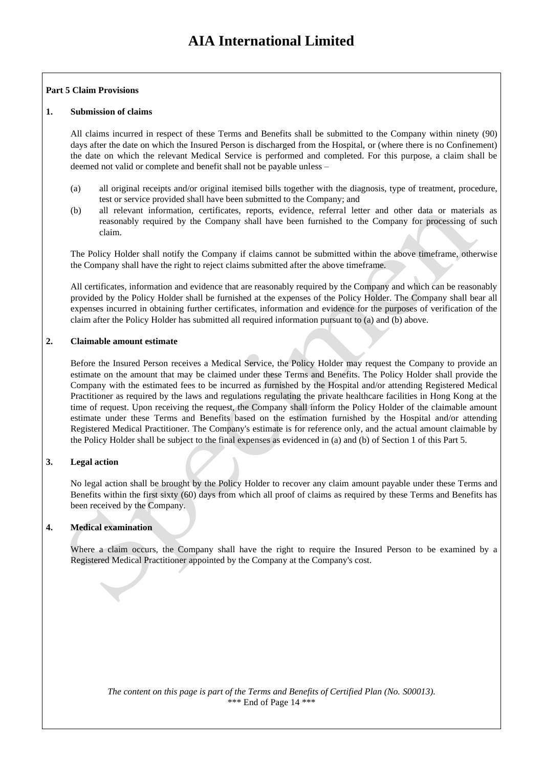**Part 5 Claim Provisions**

**1. Submission of claims**

All claims incurred in respect of these Terms and Benefits shall be submitted to the Company within ninety (90) days after the date on which the Insured Person is discharged from the Hospital, or (where there is no Confinement) the date on which the relevant Medical Service is performed and completed. For this purpose, a claim shall be deemed not valid or complete and benefit shall not be payable unless –

(a) all original receipts and/or original itemised bills together with the diagnosis, type of treatment, procedure, test or service provided shall have been submitted to the Company; and

(b) all relevant information, certificates, reports, evidence, referral letter and other data or materials as reasonably required by the Company shall have been furnished to the Company for processing of such claim.

The Policy Holder shall notify the Company if claims cannot be submitted within the above timeframe, otherwise the Company shall have the right to reject claims submitted after the above timeframe.

All certificates, information and evidence that are reasonably required by the Company and which can be reasonably provided by the Policy Holder shall be furnished at the expenses of the Policy Holder. The Company shall bear all expenses incurred in obtaining further certificates, information and evidence for the purposes of verification of the claim after the Policy Holder has submitted all required information pursuant to (a) and (b) above.

**2. Claimable amount estimate**

Before the Insured Person receives a Medical Service, the Policy Holder may request the Company to provide an estimate on the amount that may be claimed under these Terms and Benefits. The Policy Holder shall provide the Company with the estimated fees to be incurred as furnished by the Hospital and/or attending Registered Medical Practitioner as required by the laws and regulations regulating the private healthcare facilities in Hong Kong at the time of request. Upon receiving the request, the Company shall inform the Policy Holder of the claimable amount estimate under these Terms and Benefits based on the estimation furnished by the Hospital and/or attending Registered Medical Practitioner. The Company's estimate is for reference only, and the actual amount claimable by the Policy Holder shall be subject to the final expenses as evidenced in (a) and (b) of Section 1 of this Part 5.

**3. Legal action**

No legal action shall be brought by the Policy Holder to recover any claim amount payable under these Terms and Benefits within the first sixty (60) days from which all proof of claims as required by these Terms and Benefits has been received by the Company.

**4. Medical examination**

Where a claim occurs, the Company shall have the right to require the Insured Person to be examined by a Registered Medical Practitioner appointed by the Company at the Company's cost.

*The content on this page is part of the Terms and Benefits of Certified Plan (No. S00013).*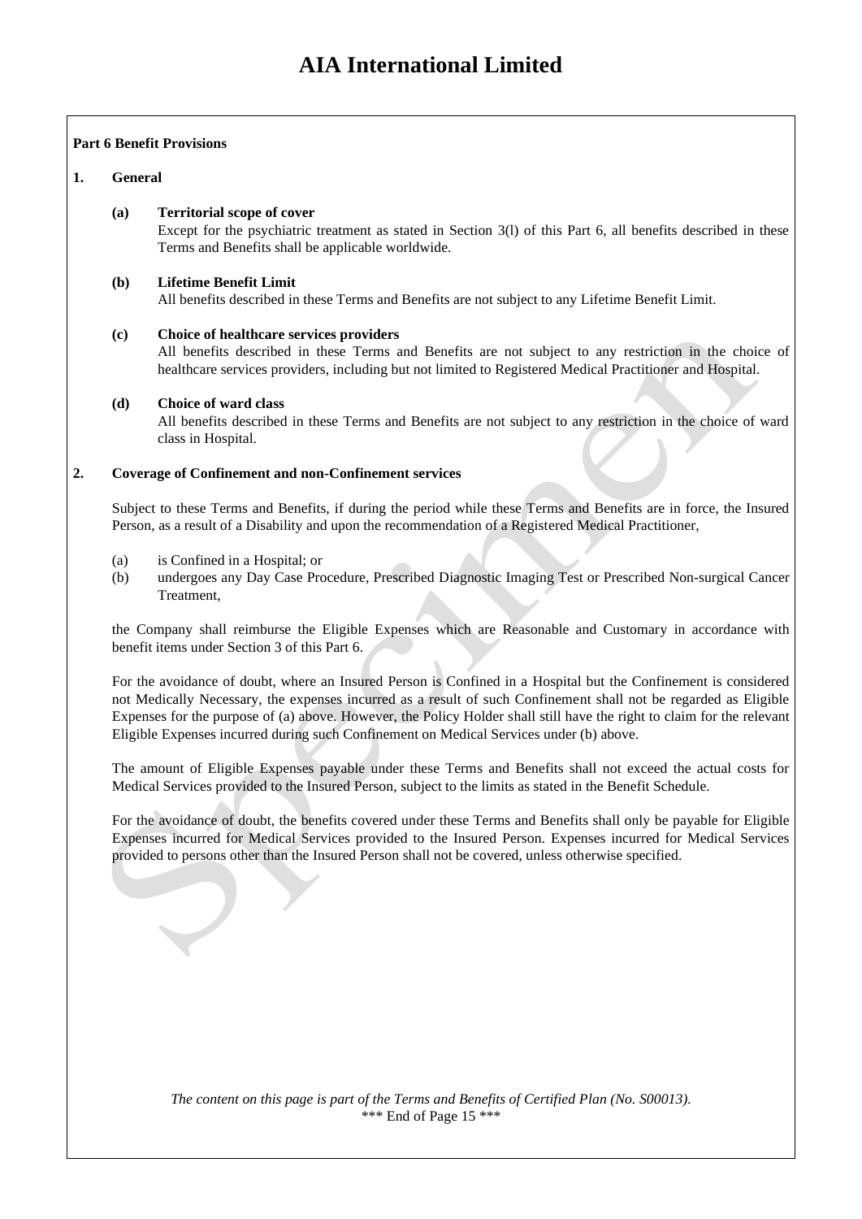**Part 6 Benefit Provisions**

**1. General**

**(a) Territorial scope of cover**

Except for the psychiatric treatment as stated in Section 3(l) of this Part 6, all benefits described in these Terms and Benefits shall be applicable worldwide.

**(b) Lifetime Benefit Limit**

All benefits described in these Terms and Benefits are not subject to any Lifetime Benefit Limit.

**(c) Choice of healthcare services providers**

All benefits described in these Terms and Benefits are not subject to any restriction in the choice of healthcare services providers, including but not limited to Registered Medical Practitioner and Hospital.

**(d) Choice of ward class**

All benefits described in these Terms and Benefits are not subject to any restriction in the choice of ward class in Hospital.

**2. Coverage of Confinement and non-Confinement services**

Subject to these Terms and Benefits, if during the period while these Terms and Benefits are in force, the Insured Person, as a result of a Disability and upon the recommendation of a Registered Medical Practitioner,

(a) is Confined in a Hospital; or

(b) undergoes any Day Case Procedure, Prescribed Diagnostic Imaging Test or Prescribed Non-surgical Cancer Treatment,

the Company shall reimburse the Eligible Expenses which are Reasonable and Customary in accordance with benefit items under Section 3 of this Part 6.

For the avoidance of doubt, where an Insured Person is Confined in a Hospital but the Confinement is considered not Medically Necessary, the expenses incurred as a result of such Confinement shall not be regarded as Eligible Expenses for the purpose of (a) above. However, the Policy Holder shall still have the right to claim for the relevant Eligible Expenses incurred during such Confinement on Medical Services under (b) above.

The amount of Eligible Expenses payable under these Terms and Benefits shall not exceed the actual costs for Medical Services provided to the Insured Person, subject to the limits as stated in the Benefit Schedule.

For the avoidance of doubt, the benefits covered under these Terms and Benefits shall only be payable for Eligible Expenses incurred for Medical Services provided to the Insured Person. Expenses incurred for Medical Services provided to persons other than the Insured Person shall not be covered, unless otherwise specified.

*The content on this page is part of the Terms and Benefits of Certified Plan (No. S00013).*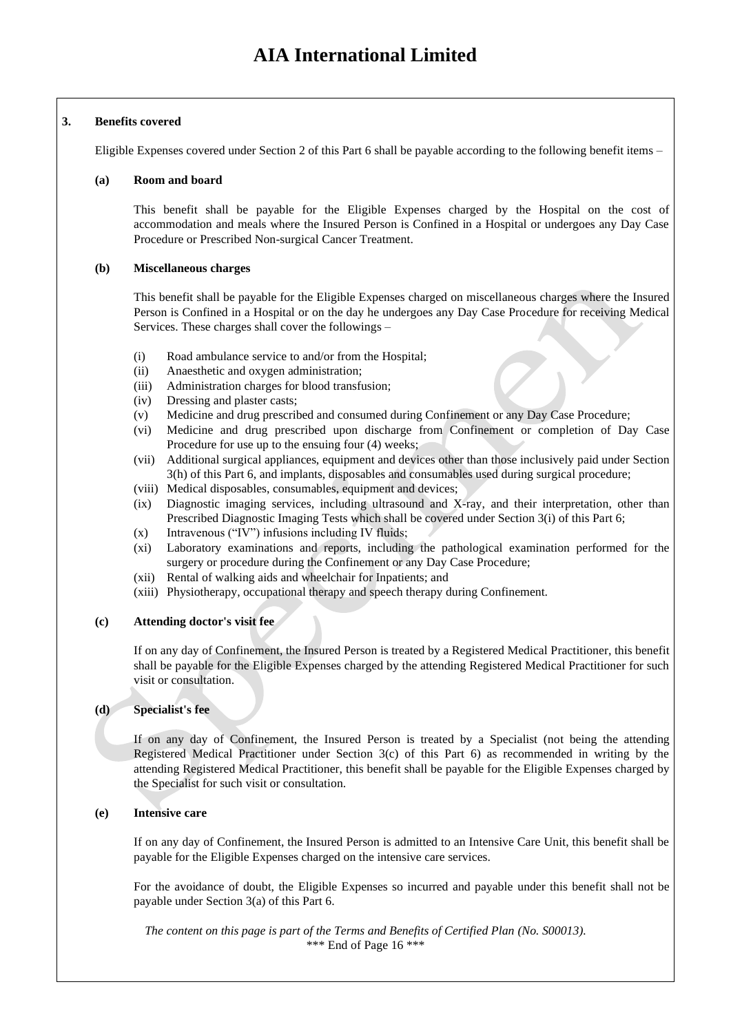## 3. Benefits covered

Eligible Expenses covered under Section 2 of this Part 6 shall be payable according to the following benefit items –

### (a) Room and board

This benefit shall be payable for the Eligible Expenses charged by the Hospital on the cost of accommodation and meals where the Insured Person is Confined in a Hospital or undergoes any Day Case Procedure or Prescribed Non-surgical Cancer Treatment.

### (b) Miscellaneous charges

This benefit shall be payable for the Eligible Expenses charged on miscellaneous charges where the Insured Person is Confined in a Hospital or on the day he undergoes any Day Case Procedure for receiving Medical Services. These charges shall cover the followings –

(i) Road ambulance service to and/or from the Hospital;
(ii) Anaesthetic and oxygen administration;
(iii) Administration charges for blood transfusion;
(iv) Dressing and plaster casts;
(v) Medicine and drug prescribed and consumed during Confinement or any Day Case Procedure;
(vi) Medicine and drug prescribed upon discharge from Confinement or completion of Day Case Procedure for use up to the ensuing four (4) weeks;
(vii) Additional surgical appliances, equipment and devices other than those inclusively paid under Section 3(h) of this Part 6, and implants, disposables and consumables used during surgical procedure;
(viii) Medical disposables, consumables, equipment and devices;
(ix) Diagnostic imaging services, including ultrasound and X-ray, and their interpretation, other than Prescribed Diagnostic Imaging Tests which shall be covered under Section 3(i) of this Part 6;
(x) Intravenous ("IV") infusions including IV fluids;
(xi) Laboratory examinations and reports, including the pathological examination performed for the surgery or procedure during the Confinement or any Day Case Procedure;
(xii) Rental of walking aids and wheelchair for Inpatients; and
(xiii) Physiotherapy, occupational therapy and speech therapy during Confinement.

### (c) Attending doctor's visit fee

If on any day of Confinement, the Insured Person is treated by a Registered Medical Practitioner, this benefit shall be payable for the Eligible Expenses charged by the attending Registered Medical Practitioner for such visit or consultation.

### (d) Specialist's fee

If on any day of Confinement, the Insured Person is treated by a Specialist (not being the attending Registered Medical Practitioner under Section 3(c) of this Part 6) as recommended in writing by the attending Registered Medical Practitioner, this benefit shall be payable for the Eligible Expenses charged by the Specialist for such visit or consultation.

### (e) Intensive care

If on any day of Confinement, the Insured Person is admitted to an Intensive Care Unit, this benefit shall be payable for the Eligible Expenses charged on the intensive care services.

For the avoidance of doubt, the Eligible Expenses so incurred and payable under this benefit shall not be payable under Section 3(a) of this Part 6.

*The content on this page is part of the Terms and Benefits of Certified Plan (No. S00013).*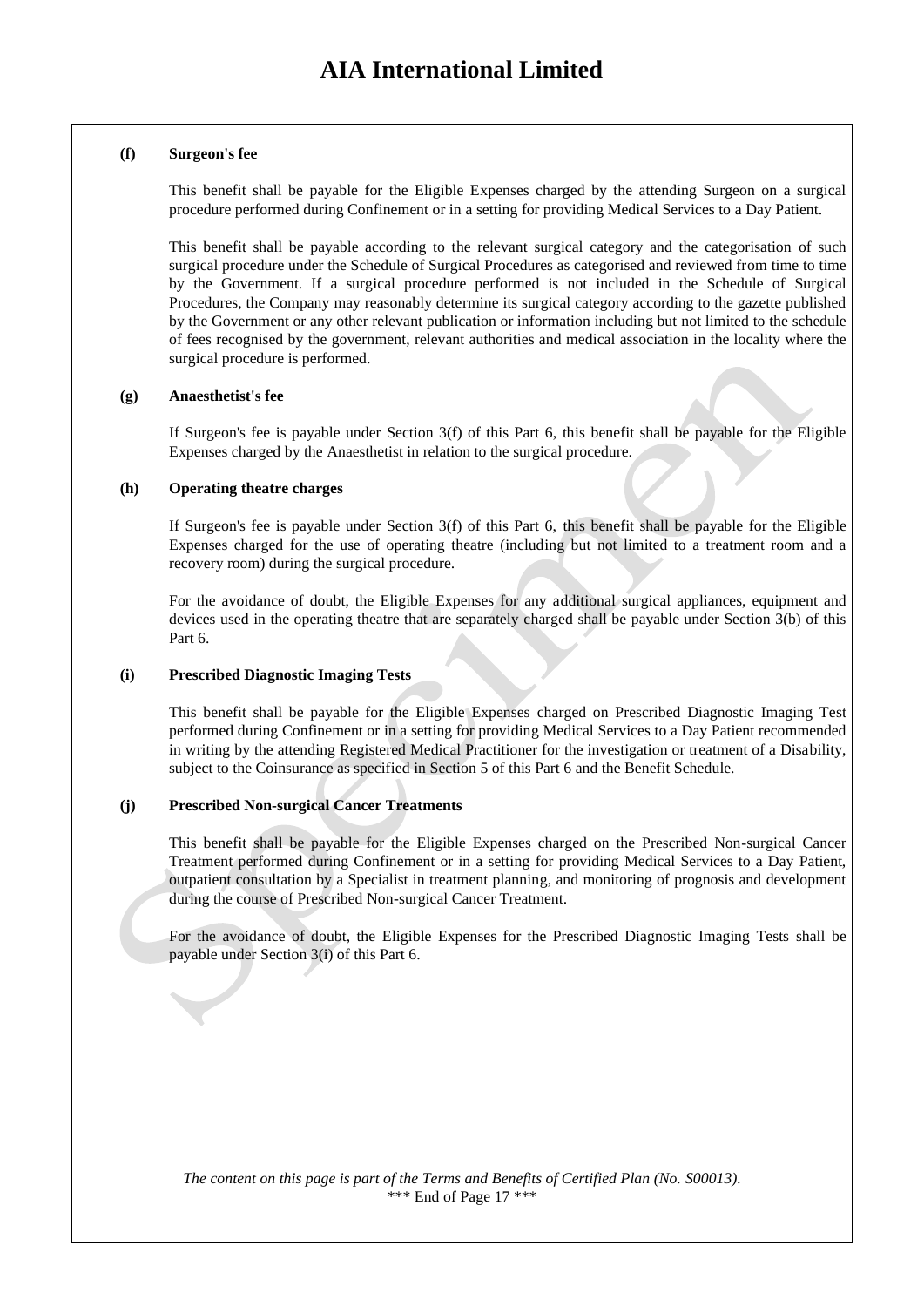**(f) Surgeon's fee**

This benefit shall be payable for the Eligible Expenses charged by the attending Surgeon on a surgical procedure performed during Confinement or in a setting for providing Medical Services to a Day Patient.

This benefit shall be payable according to the relevant surgical category and the categorisation of such surgical procedure under the Schedule of Surgical Procedures as categorised and reviewed from time to time by the Government. If a surgical procedure performed is not included in the Schedule of Surgical Procedures, the Company may reasonably determine its surgical category according to the gazette published by the Government or any other relevant publication or information including but not limited to the schedule of fees recognised by the government, relevant authorities and medical association in the locality where the surgical procedure is performed.

**(g) Anaesthetist's fee**

If Surgeon's fee is payable under Section 3(f) of this Part 6, this benefit shall be payable for the Eligible Expenses charged by the Anaesthetist in relation to the surgical procedure.

**(h) Operating theatre charges**

If Surgeon's fee is payable under Section 3(f) of this Part 6, this benefit shall be payable for the Eligible Expenses charged for the use of operating theatre (including but not limited to a treatment room and a recovery room) during the surgical procedure.

For the avoidance of doubt, the Eligible Expenses for any additional surgical appliances, equipment and devices used in the operating theatre that are separately charged shall be payable under Section 3(b) of this Part 6.

**(i) Prescribed Diagnostic Imaging Tests**

This benefit shall be payable for the Eligible Expenses charged on Prescribed Diagnostic Imaging Test performed during Confinement or in a setting for providing Medical Services to a Day Patient recommended in writing by the attending Registered Medical Practitioner for the investigation or treatment of a Disability, subject to the Coinsurance as specified in Section 5 of this Part 6 and the Benefit Schedule.

**(j) Prescribed Non-surgical Cancer Treatments**

This benefit shall be payable for the Eligible Expenses charged on the Prescribed Non-surgical Cancer Treatment performed during Confinement or in a setting for providing Medical Services to a Day Patient, outpatient consultation by a Specialist in treatment planning, and monitoring of prognosis and development during the course of Prescribed Non-surgical Cancer Treatment.

For the avoidance of doubt, the Eligible Expenses for the Prescribed Diagnostic Imaging Tests shall be payable under Section 3(i) of this Part 6.

*The content on this page is part of the Terms and Benefits of Certified Plan (No. S00013).*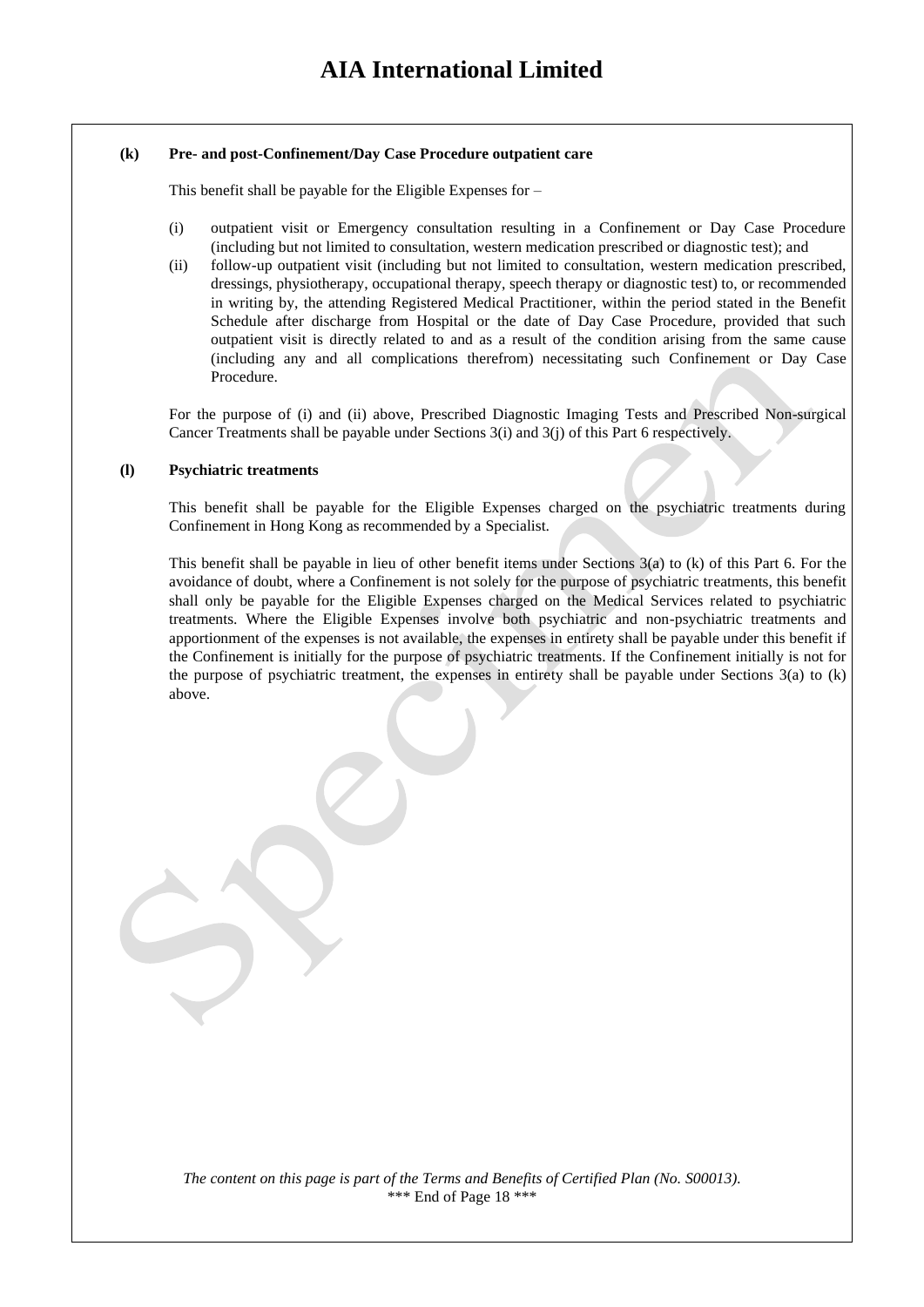**(k) Pre- and post-Confinement/Day Case Procedure outpatient care**

This benefit shall be payable for the Eligible Expenses for –

(i) outpatient visit or Emergency consultation resulting in a Confinement or Day Case Procedure (including but not limited to consultation, western medication prescribed or diagnostic test); and

(ii) follow-up outpatient visit (including but not limited to consultation, western medication prescribed, dressings, physiotherapy, occupational therapy, speech therapy or diagnostic test) to, or recommended in writing by, the attending Registered Medical Practitioner, within the period stated in the Benefit Schedule after discharge from Hospital or the date of Day Case Procedure, provided that such outpatient visit is directly related to and as a result of the condition arising from the same cause (including any and all complications therefrom) necessitating such Confinement or Day Case Procedure.

For the purpose of (i) and (ii) above, Prescribed Diagnostic Imaging Tests and Prescribed Non-surgical Cancer Treatments shall be payable under Sections 3(i) and 3(j) of this Part 6 respectively.

**(l) Psychiatric treatments**

This benefit shall be payable for the Eligible Expenses charged on the psychiatric treatments during Confinement in Hong Kong as recommended by a Specialist.

This benefit shall be payable in lieu of other benefit items under Sections 3(a) to (k) of this Part 6. For the avoidance of doubt, where a Confinement is not solely for the purpose of psychiatric treatments, this benefit shall only be payable for the Eligible Expenses charged on the Medical Services related to psychiatric treatments. Where the Eligible Expenses involve both psychiatric and non-psychiatric treatments and apportionment of the expenses is not available, the expenses in entirety shall be payable under this benefit if the Confinement is initially for the purpose of psychiatric treatments. If the Confinement initially is not for the purpose of psychiatric treatment, the expenses in entirety shall be payable under Sections 3(a) to (k) above.

*The content on this page is part of the Terms and Benefits of Certified Plan (No. S00013).*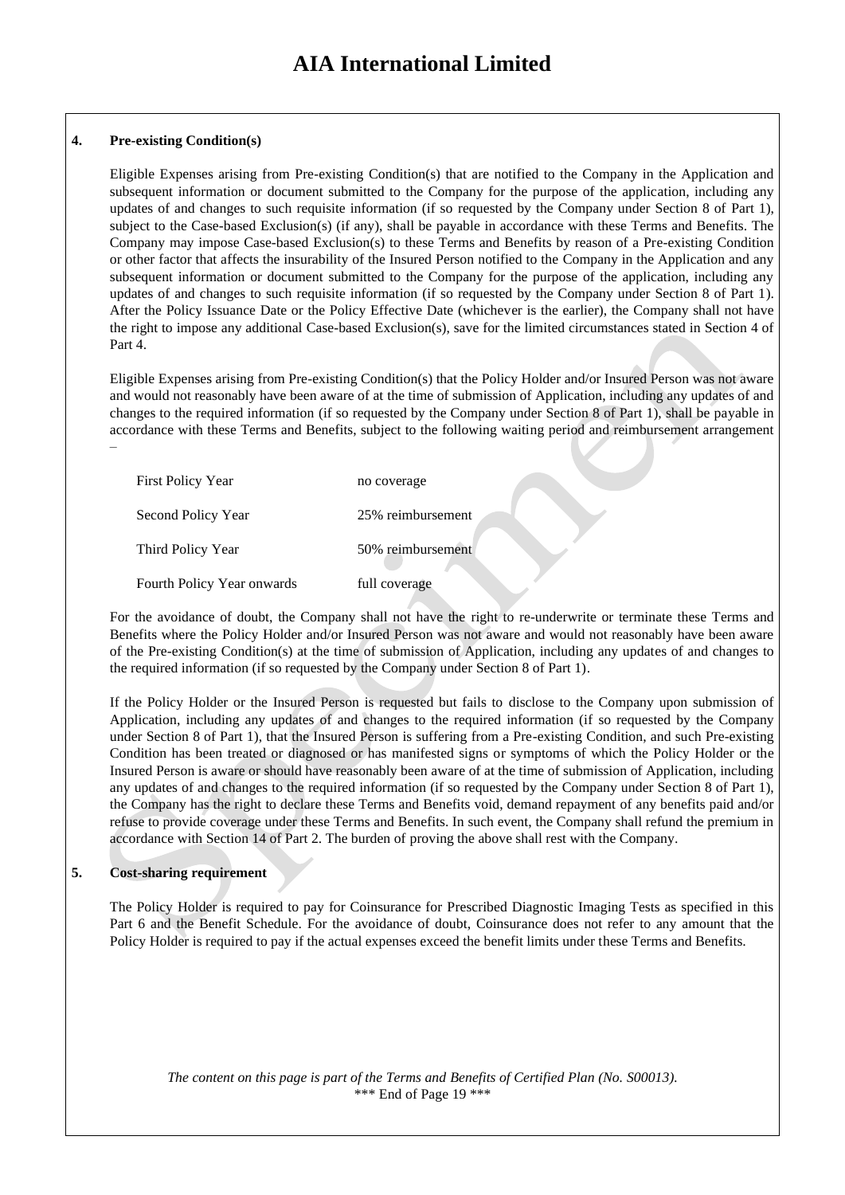#### 4. Pre-existing Condition(s)

Eligible Expenses arising from Pre-existing Condition(s) that are notified to the Company in the Application and subsequent information or document submitted to the Company for the purpose of the application, including any updates of and changes to such requisite information (if so requested by the Company under Section 8 of Part 1), subject to the Case-based Exclusion(s) (if any), shall be payable in accordance with these Terms and Benefits. The Company may impose Case-based Exclusion(s) to these Terms and Benefits by reason of a Pre-existing Condition or other factor that affects the insurability of the Insured Person notified to the Company in the Application and any subsequent information or document submitted to the Company for the purpose of the application, including any updates of and changes to such requisite information (if so requested by the Company under Section 8 of Part 1). After the Policy Issuance Date or the Policy Effective Date (whichever is the earlier), the Company shall not have the right to impose any additional Case-based Exclusion(s), save for the limited circumstances stated in Section 4 of Part 4.

Eligible Expenses arising from Pre-existing Condition(s) that the Policy Holder and/or Insured Person was not aware and would not reasonably have been aware of at the time of submission of Application, including any updates of and changes to the required information (if so requested by the Company under Section 8 of Part 1), shall be payable in accordance with these Terms and Benefits, subject to the following waiting period and reimbursement arrangement –

| | |
|---|---|
| First Policy Year | no coverage |
| Second Policy Year | 25% reimbursement |
| Third Policy Year | 50% reimbursement |
| Fourth Policy Year onwards | full coverage |

For the avoidance of doubt, the Company shall not have the right to re-underwrite or terminate these Terms and Benefits where the Policy Holder and/or Insured Person was not aware and would not reasonably have been aware of the Pre-existing Condition(s) at the time of submission of Application, including any updates of and changes to the required information (if so requested by the Company under Section 8 of Part 1).

If the Policy Holder or the Insured Person is requested but fails to disclose to the Company upon submission of Application, including any updates of and changes to the required information (if so requested by the Company under Section 8 of Part 1), that the Insured Person is suffering from a Pre-existing Condition, and such Pre-existing Condition has been treated or diagnosed or has manifested signs or symptoms of which the Policy Holder or the Insured Person is aware or should have reasonably been aware of at the time of submission of Application, including any updates of and changes to the required information (if so requested by the Company under Section 8 of Part 1), the Company has the right to declare these Terms and Benefits void, demand repayment of any benefits paid and/or refuse to provide coverage under these Terms and Benefits. In such event, the Company shall refund the premium in accordance with Section 14 of Part 2. The burden of proving the above shall rest with the Company.

#### 5. Cost-sharing requirement

The Policy Holder is required to pay for Coinsurance for Prescribed Diagnostic Imaging Tests as specified in this Part 6 and the Benefit Schedule. For the avoidance of doubt, Coinsurance does not refer to any amount that the Policy Holder is required to pay if the actual expenses exceed the benefit limits under these Terms and Benefits.

*The content on this page is part of the Terms and Benefits of Certified Plan (No. S00013).*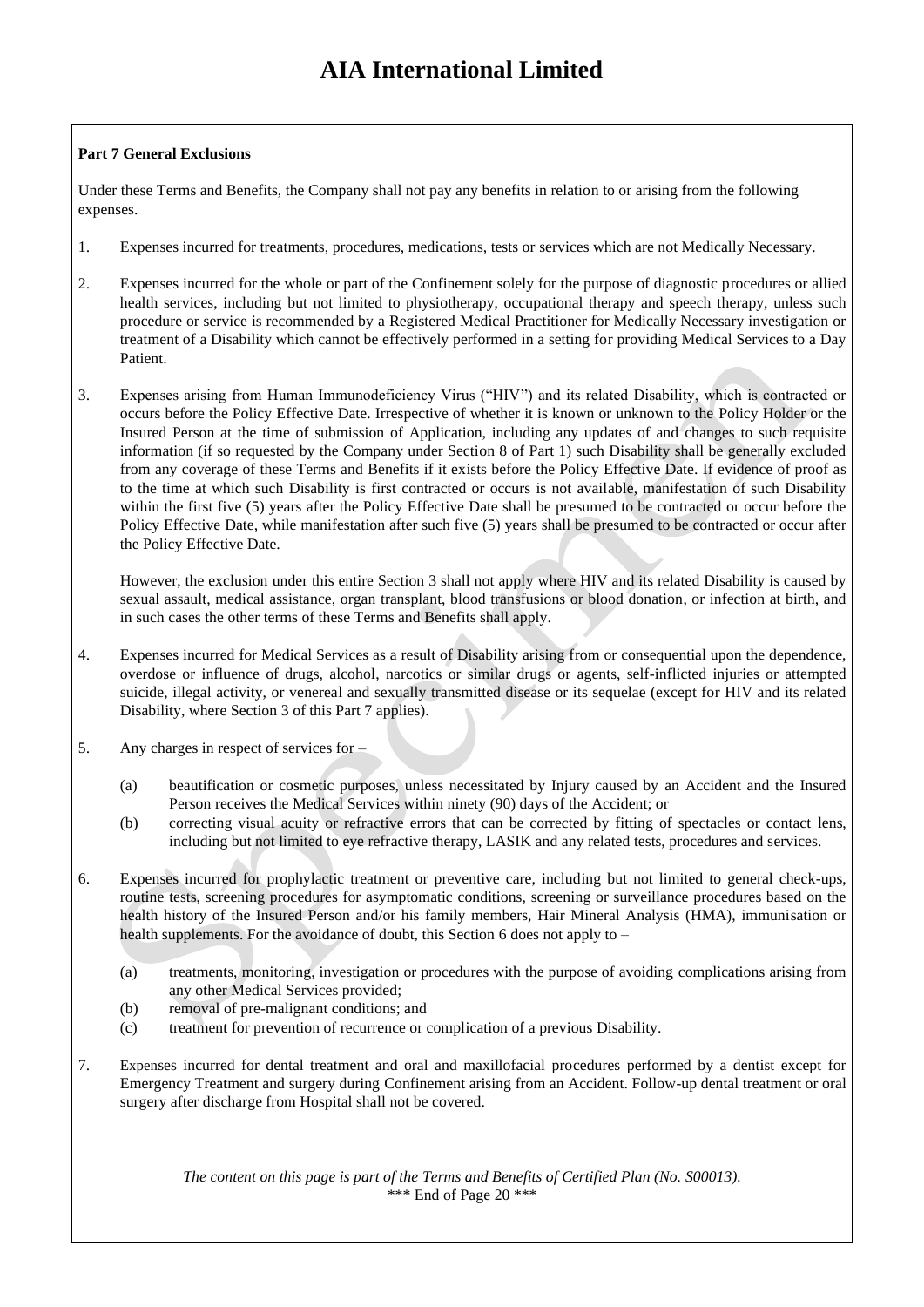**Part 7 General Exclusions**

Under these Terms and Benefits, the Company shall not pay any benefits in relation to or arising from the following expenses.

1. Expenses incurred for treatments, procedures, medications, tests or services which are not Medically Necessary.

2. Expenses incurred for the whole or part of the Confinement solely for the purpose of diagnostic procedures or allied health services, including but not limited to physiotherapy, occupational therapy and speech therapy, unless such procedure or service is recommended by a Registered Medical Practitioner for Medically Necessary investigation or treatment of a Disability which cannot be effectively performed in a setting for providing Medical Services to a Day Patient.

3. Expenses arising from Human Immunodeficiency Virus ("HIV") and its related Disability, which is contracted or occurs before the Policy Effective Date. Irrespective of whether it is known or unknown to the Policy Holder or the Insured Person at the time of submission of Application, including any updates of and changes to such requisite information (if so requested by the Company under Section 8 of Part 1) such Disability shall be generally excluded from any coverage of these Terms and Benefits if it exists before the Policy Effective Date. If evidence of proof as to the time at which such Disability is first contracted or occurs is not available, manifestation of such Disability within the first five (5) years after the Policy Effective Date shall be presumed to be contracted or occur before the Policy Effective Date, while manifestation after such five (5) years shall be presumed to be contracted or occur after the Policy Effective Date.

   However, the exclusion under this entire Section 3 shall not apply where HIV and its related Disability is caused by sexual assault, medical assistance, organ transplant, blood transfusions or blood donation, or infection at birth, and in such cases the other terms of these Terms and Benefits shall apply.

4. Expenses incurred for Medical Services as a result of Disability arising from or consequential upon the dependence, overdose or influence of drugs, alcohol, narcotics or similar drugs or agents, self-inflicted injuries or attempted suicide, illegal activity, or venereal and sexually transmitted disease or its sequelae (except for HIV and its related Disability, where Section 3 of this Part 7 applies).

5. Any charges in respect of services for –

   (a) beautification or cosmetic purposes, unless necessitated by Injury caused by an Accident and the Insured Person receives the Medical Services within ninety (90) days of the Accident; or

   (b) correcting visual acuity or refractive errors that can be corrected by fitting of spectacles or contact lens, including but not limited to eye refractive therapy, LASIK and any related tests, procedures and services.

6. Expenses incurred for prophylactic treatment or preventive care, including but not limited to general check-ups, routine tests, screening procedures for asymptomatic conditions, screening or surveillance procedures based on the health history of the Insured Person and/or his family members, Hair Mineral Analysis (HMA), immunisation or health supplements. For the avoidance of doubt, this Section 6 does not apply to –

   (a) treatments, monitoring, investigation or procedures with the purpose of avoiding complications arising from any other Medical Services provided;

   (b) removal of pre-malignant conditions; and

   (c) treatment for prevention of recurrence or complication of a previous Disability.

7. Expenses incurred for dental treatment and oral and maxillofacial procedures performed by a dentist except for Emergency Treatment and surgery during Confinement arising from an Accident. Follow-up dental treatment or oral surgery after discharge from Hospital shall not be covered.

*The content on this page is part of the Terms and Benefits of Certified Plan (No. S00013).*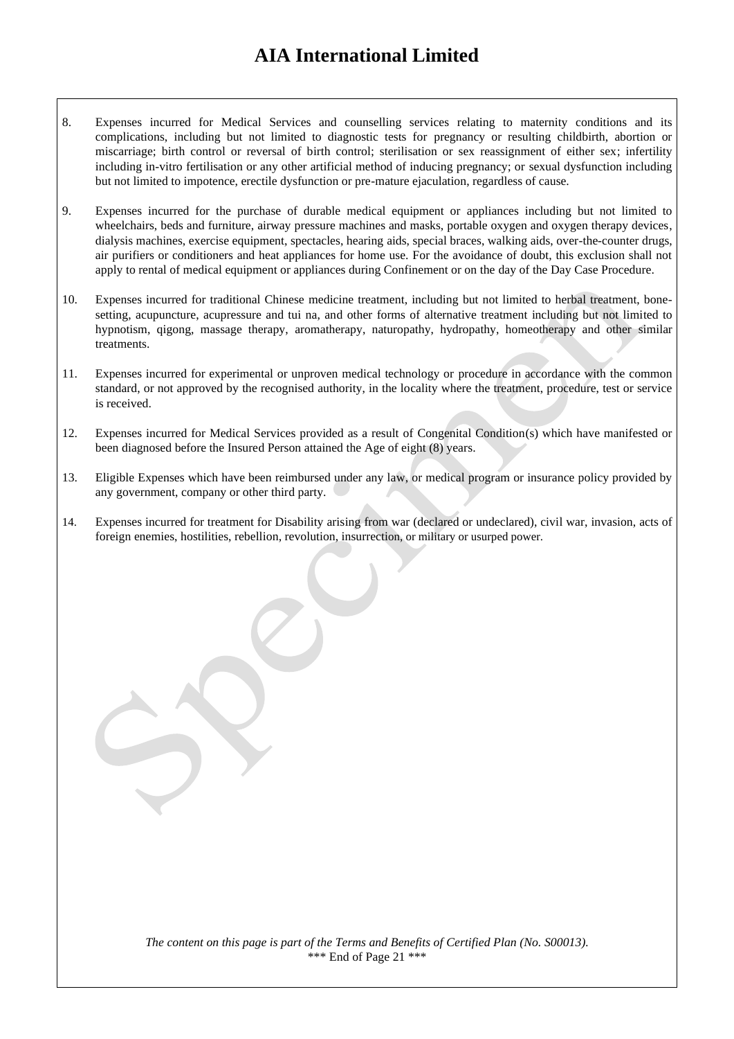8. Expenses incurred for Medical Services and counselling services relating to maternity conditions and its complications, including but not limited to diagnostic tests for pregnancy or resulting childbirth, abortion or miscarriage; birth control or reversal of birth control; sterilisation or sex reassignment of either sex; infertility including in-vitro fertilisation or any other artificial method of inducing pregnancy; or sexual dysfunction including but not limited to impotence, erectile dysfunction or pre-mature ejaculation, regardless of cause.

9. Expenses incurred for the purchase of durable medical equipment or appliances including but not limited to wheelchairs, beds and furniture, airway pressure machines and masks, portable oxygen and oxygen therapy devices, dialysis machines, exercise equipment, spectacles, hearing aids, special braces, walking aids, over-the-counter drugs, air purifiers or conditioners and heat appliances for home use. For the avoidance of doubt, this exclusion shall not apply to rental of medical equipment or appliances during Confinement or on the day of the Day Case Procedure.

10. Expenses incurred for traditional Chinese medicine treatment, including but not limited to herbal treatment, bone-setting, acupuncture, acupressure and tui na, and other forms of alternative treatment including but not limited to hypnotism, qigong, massage therapy, aromatherapy, naturopathy, hydropathy, homeotherapy and other similar treatments.

11. Expenses incurred for experimental or unproven medical technology or procedure in accordance with the common standard, or not approved by the recognised authority, in the locality where the treatment, procedure, test or service is received.

12. Expenses incurred for Medical Services provided as a result of Congenital Condition(s) which have manifested or been diagnosed before the Insured Person attained the Age of eight (8) years.

13. Eligible Expenses which have been reimbursed under any law, or medical program or insurance policy provided by any government, company or other third party.

14. Expenses incurred for treatment for Disability arising from war (declared or undeclared), civil war, invasion, acts of foreign enemies, hostilities, rebellion, revolution, insurrection, or military or usurped power.

*The content on this page is part of the Terms and Benefits of Certified Plan (No. S00013).*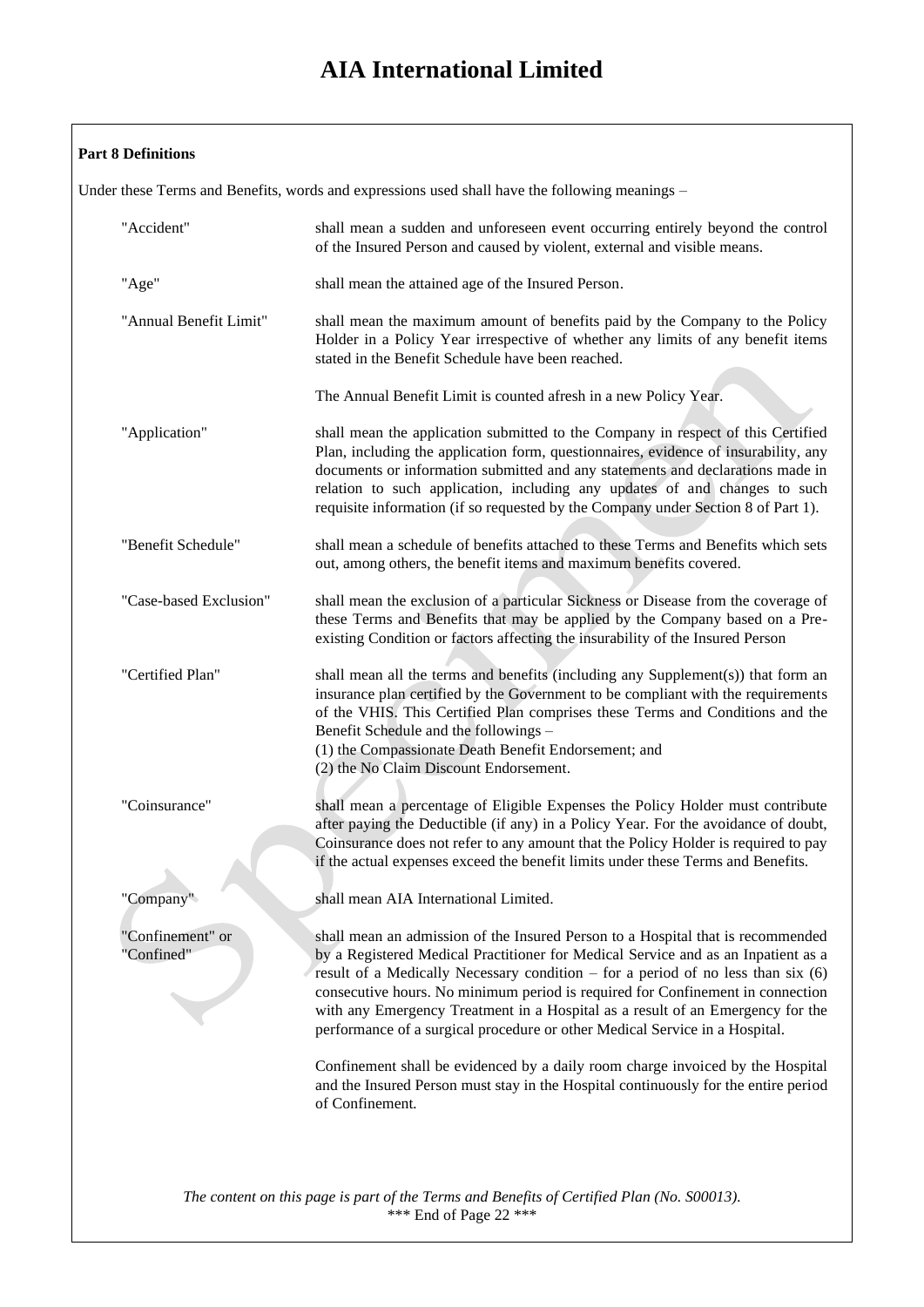**Part 8 Definitions**

Under these Terms and Benefits, words and expressions used shall have the following meanings –

| | |
|---|---|
| "Accident" | shall mean a sudden and unforeseen event occurring entirely beyond the control of the Insured Person and caused by violent, external and visible means. |
| "Age" | shall mean the attained age of the Insured Person. |
| "Annual Benefit Limit" | shall mean the maximum amount of benefits paid by the Company to the Policy Holder in a Policy Year irrespective of whether any limits of any benefit items stated in the Benefit Schedule have been reached.<br><br>The Annual Benefit Limit is counted afresh in a new Policy Year. |
| "Application" | shall mean the application submitted to the Company in respect of this Certified Plan, including the application form, questionnaires, evidence of insurability, any documents or information submitted and any statements and declarations made in relation to such application, including any updates of and changes to such requisite information (if so requested by the Company under Section 8 of Part 1). |
| "Benefit Schedule" | shall mean a schedule of benefits attached to these Terms and Benefits which sets out, among others, the benefit items and maximum benefits covered. |
| "Case-based Exclusion" | shall mean the exclusion of a particular Sickness or Disease from the coverage of these Terms and Benefits that may be applied by the Company based on a Pre-existing Condition or factors affecting the insurability of the Insured Person |
| "Certified Plan" | shall mean all the terms and benefits (including any Supplement(s)) that form an insurance plan certified by the Government to be compliant with the requirements of the VHIS. This Certified Plan comprises these Terms and Conditions and the Benefit Schedule and the followings –<br>(1) the Compassionate Death Benefit Endorsement; and<br>(2) the No Claim Discount Endorsement. |
| "Coinsurance" | shall mean a percentage of Eligible Expenses the Policy Holder must contribute after paying the Deductible (if any) in a Policy Year. For the avoidance of doubt, Coinsurance does not refer to any amount that the Policy Holder is required to pay if the actual expenses exceed the benefit limits under these Terms and Benefits. |
| "Company" | shall mean AIA International Limited. |
| "Confinement" or "Confined" | shall mean an admission of the Insured Person to a Hospital that is recommended by a Registered Medical Practitioner for Medical Service and as an Inpatient as a result of a Medically Necessary condition – for a period of no less than six (6) consecutive hours. No minimum period is required for Confinement in connection with any Emergency Treatment in a Hospital as a result of an Emergency for the performance of a surgical procedure or other Medical Service in a Hospital.<br><br>Confinement shall be evidenced by a daily room charge invoiced by the Hospital and the Insured Person must stay in the Hospital continuously for the entire period of Confinement. |

*The content on this page is part of the Terms and Benefits of Certified Plan (No. S00013).*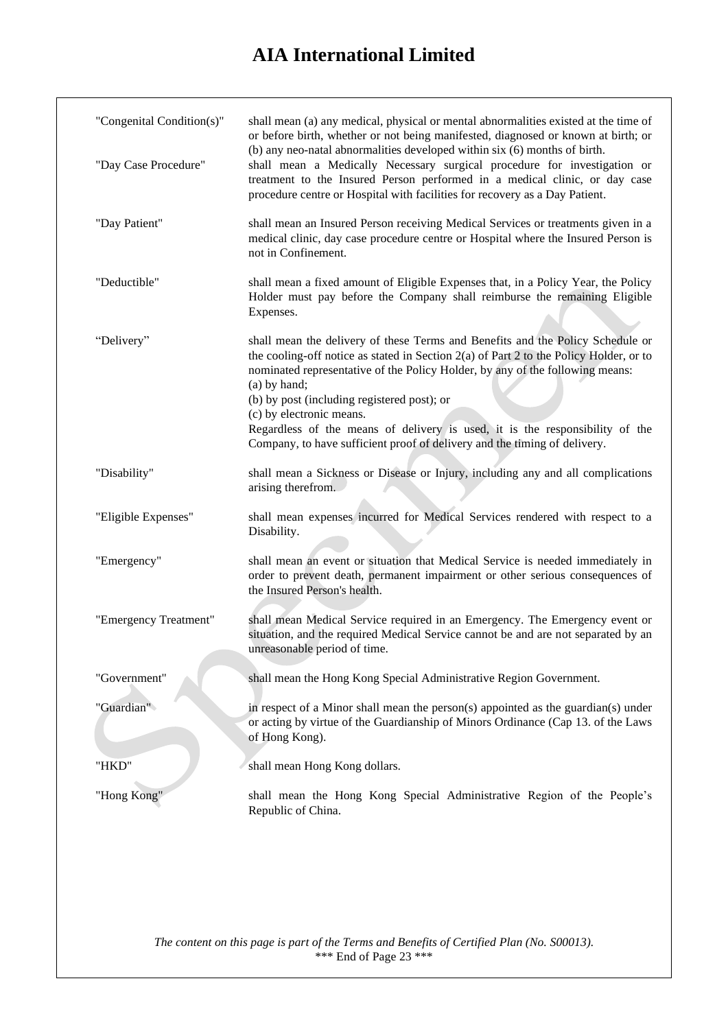| | |
|---|---|
| "Congenital Condition(s)" | shall mean (a) any medical, physical or mental abnormalities existed at the time of or before birth, whether or not being manifested, diagnosed or known at birth; or (b) any neo-natal abnormalities developed within six (6) months of birth. |
| "Day Case Procedure" | shall mean a Medically Necessary surgical procedure for investigation or treatment to the Insured Person performed in a medical clinic, or day case procedure centre or Hospital with facilities for recovery as a Day Patient. |
| "Day Patient" | shall mean an Insured Person receiving Medical Services or treatments given in a medical clinic, day case procedure centre or Hospital where the Insured Person is not in Confinement. |
| "Deductible" | shall mean a fixed amount of Eligible Expenses that, in a Policy Year, the Policy Holder must pay before the Company shall reimburse the remaining Eligible Expenses. |
| "Delivery" | shall mean the delivery of these Terms and Benefits and the Policy Schedule or the cooling-off notice as stated in Section 2(a) of Part 2 to the Policy Holder, or to nominated representative of the Policy Holder, by any of the following means:<br>(a) by hand;<br>(b) by post (including registered post); or<br>(c) by electronic means.<br>Regardless of the means of delivery is used, it is the responsibility of the Company, to have sufficient proof of delivery and the timing of delivery. |
| "Disability" | shall mean a Sickness or Disease or Injury, including any and all complications arising therefrom. |
| "Eligible Expenses" | shall mean expenses incurred for Medical Services rendered with respect to a Disability. |
| "Emergency" | shall mean an event or situation that Medical Service is needed immediately in order to prevent death, permanent impairment or other serious consequences of the Insured Person's health. |
| "Emergency Treatment" | shall mean Medical Service required in an Emergency. The Emergency event or situation, and the required Medical Service cannot be and are not separated by an unreasonable period of time. |
| "Government" | shall mean the Hong Kong Special Administrative Region Government. |
| "Guardian" | in respect of a Minor shall mean the person(s) appointed as the guardian(s) under or acting by virtue of the Guardianship of Minors Ordinance (Cap 13. of the Laws of Hong Kong). |
| "HKD" | shall mean Hong Kong dollars. |
| "Hong Kong" | shall mean the Hong Kong Special Administrative Region of the People's Republic of China. |

*The content on this page is part of the Terms and Benefits of Certified Plan (No. S00013).*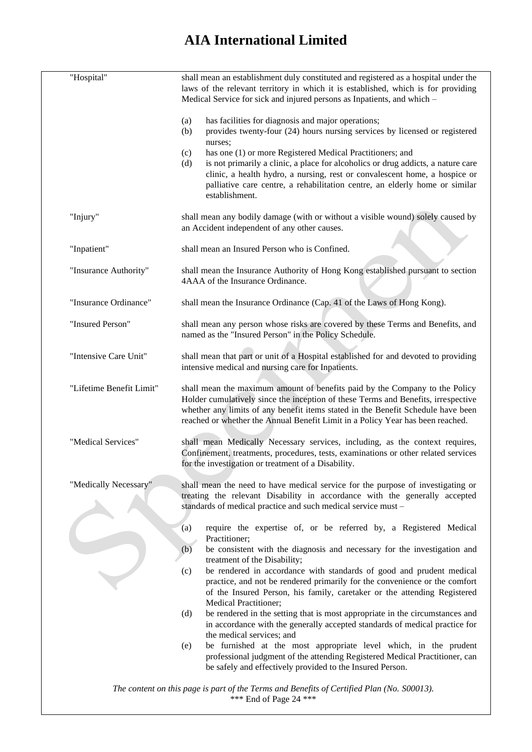| | |
|---|---|
| "Hospital" | shall mean an establishment duly constituted and registered as a hospital under the laws of the relevant territory in which it is established, which is for providing Medical Service for sick and injured persons as Inpatients, and which –<br><br>(a) has facilities for diagnosis and major operations;<br>(b) provides twenty-four (24) hours nursing services by licensed or registered nurses;<br>(c) has one (1) or more Registered Medical Practitioners; and<br>(d) is not primarily a clinic, a place for alcoholics or drug addicts, a nature care clinic, a health hydro, a nursing, rest or convalescent home, a hospice or palliative care centre, a rehabilitation centre, an elderly home or similar establishment. |
| "Injury" | shall mean any bodily damage (with or without a visible wound) solely caused by an Accident independent of any other causes. |
| "Inpatient" | shall mean an Insured Person who is Confined. |
| "Insurance Authority" | shall mean the Insurance Authority of Hong Kong established pursuant to section 4AAA of the Insurance Ordinance. |
| "Insurance Ordinance" | shall mean the Insurance Ordinance (Cap. 41 of the Laws of Hong Kong). |
| "Insured Person" | shall mean any person whose risks are covered by these Terms and Benefits, and named as the "Insured Person" in the Policy Schedule. |
| "Intensive Care Unit" | shall mean that part or unit of a Hospital established for and devoted to providing intensive medical and nursing care for Inpatients. |
| "Lifetime Benefit Limit" | shall mean the maximum amount of benefits paid by the Company to the Policy Holder cumulatively since the inception of these Terms and Benefits, irrespective whether any limits of any benefit items stated in the Benefit Schedule have been reached or whether the Annual Benefit Limit in a Policy Year has been reached. |
| "Medical Services" | shall mean Medically Necessary services, including, as the context requires, Confinement, treatments, procedures, tests, examinations or other related services for the investigation or treatment of a Disability. |
| "Medically Necessary" | shall mean the need to have medical service for the purpose of investigating or treating the relevant Disability in accordance with the generally accepted standards of medical practice and such medical service must –<br><br>(a) require the expertise of, or be referred by, a Registered Medical Practitioner;<br>(b) be consistent with the diagnosis and necessary for the investigation and treatment of the Disability;<br>(c) be rendered in accordance with standards of good and prudent medical practice, and not be rendered primarily for the convenience or the comfort of the Insured Person, his family, caretaker or the attending Registered Medical Practitioner;<br>(d) be rendered in the setting that is most appropriate in the circumstances and in accordance with the generally accepted standards of medical practice for the medical services; and<br>(e) be furnished at the most appropriate level which, in the prudent professional judgment of the attending Registered Medical Practitioner, can be safely and effectively provided to the Insured Person. |

*The content on this page is part of the Terms and Benefits of Certified Plan (No. S00013).*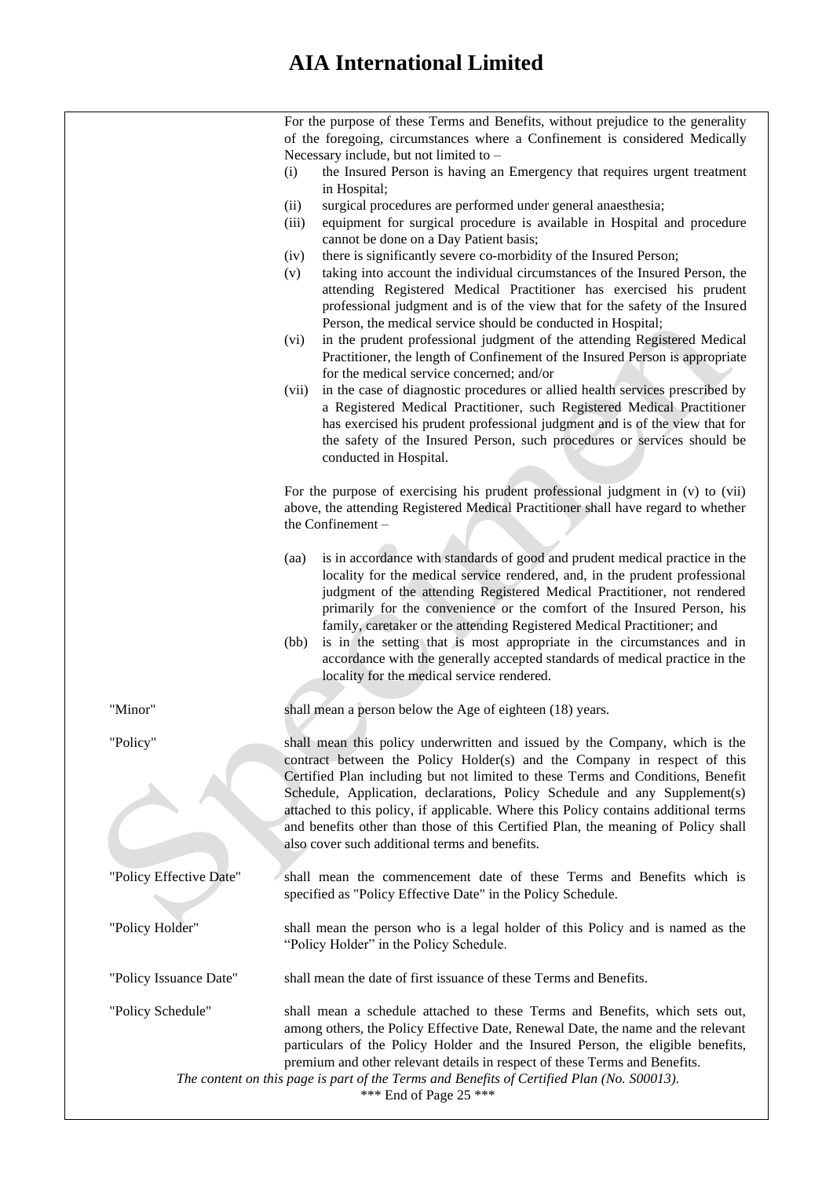For the purpose of these Terms and Benefits, without prejudice to the generality of the foregoing, circumstances where a Confinement is considered Medically Necessary include, but not limited to –

(i) the Insured Person is having an Emergency that requires urgent treatment in Hospital;

(ii) surgical procedures are performed under general anaesthesia;

(iii) equipment for surgical procedure is available in Hospital and procedure cannot be done on a Day Patient basis;

(iv) there is significantly severe co-morbidity of the Insured Person;

(v) taking into account the individual circumstances of the Insured Person, the attending Registered Medical Practitioner has exercised his prudent professional judgment and is of the view that for the safety of the Insured Person, the medical service should be conducted in Hospital;

(vi) in the prudent professional judgment of the attending Registered Medical Practitioner, the length of Confinement of the Insured Person is appropriate for the medical service concerned; and/or

(vii) in the case of diagnostic procedures or allied health services prescribed by a Registered Medical Practitioner, such Registered Medical Practitioner has exercised his prudent professional judgment and is of the view that for the safety of the Insured Person, such procedures or services should be conducted in Hospital.

For the purpose of exercising his prudent professional judgment in (v) to (vii) above, the attending Registered Medical Practitioner shall have regard to whether the Confinement –

(aa) is in accordance with standards of good and prudent medical practice in the locality for the medical service rendered, and, in the prudent professional judgment of the attending Registered Medical Practitioner, not rendered primarily for the convenience or the comfort of the Insured Person, his family, caretaker or the attending Registered Medical Practitioner; and

(bb) is in the setting that is most appropriate in the circumstances and in accordance with the generally accepted standards of medical practice in the locality for the medical service rendered.

"Minor" shall mean a person below the Age of eighteen (18) years.

"Policy" shall mean this policy underwritten and issued by the Company, which is the contract between the Policy Holder(s) and the Company in respect of this Certified Plan including but not limited to these Terms and Conditions, Benefit Schedule, Application, declarations, Policy Schedule and any Supplement(s) attached to this policy, if applicable. Where this Policy contains additional terms and benefits other than those of this Certified Plan, the meaning of Policy shall also cover such additional terms and benefits.

"Policy Effective Date" shall mean the commencement date of these Terms and Benefits which is specified as "Policy Effective Date" in the Policy Schedule.

"Policy Holder" shall mean the person who is a legal holder of this Policy and is named as the "Policy Holder" in the Policy Schedule.

"Policy Issuance Date" shall mean the date of first issuance of these Terms and Benefits.

"Policy Schedule" shall mean a schedule attached to these Terms and Benefits, which sets out, among others, the Policy Effective Date, Renewal Date, the name and the relevant particulars of the Policy Holder and the Insured Person, the eligible benefits, premium and other relevant details in respect of these Terms and Benefits.

*The content on this page is part of the Terms and Benefits of Certified Plan (No. S00013).*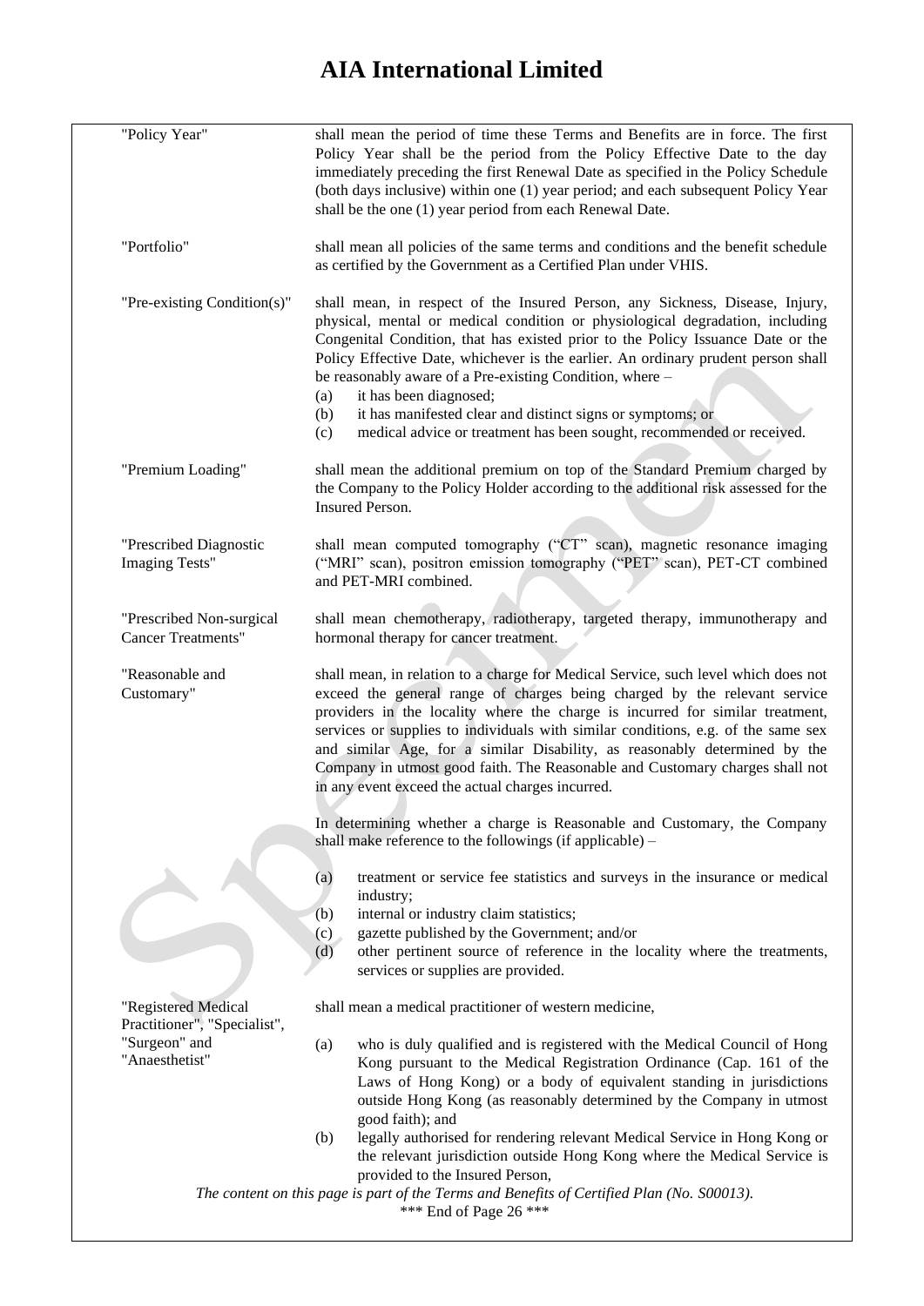| | |
|---|---|
| "Policy Year" | shall mean the period of time these Terms and Benefits are in force. The first Policy Year shall be the period from the Policy Effective Date to the day immediately preceding the first Renewal Date as specified in the Policy Schedule (both days inclusive) within one (1) year period; and each subsequent Policy Year shall be the one (1) year period from each Renewal Date. |
| "Portfolio" | shall mean all policies of the same terms and conditions and the benefit schedule as certified by the Government as a Certified Plan under VHIS. |
| "Pre-existing Condition(s)" | shall mean, in respect of the Insured Person, any Sickness, Disease, Injury, physical, mental or medical condition or physiological degradation, including Congenital Condition, that has existed prior to the Policy Issuance Date or the Policy Effective Date, whichever is the earlier. An ordinary prudent person shall be reasonably aware of a Pre-existing Condition, where – (a) it has been diagnosed; (b) it has manifested clear and distinct signs or symptoms; or (c) medical advice or treatment has been sought, recommended or received. |
| "Premium Loading" | shall mean the additional premium on top of the Standard Premium charged by the Company to the Policy Holder according to the additional risk assessed for the Insured Person. |
| "Prescribed Diagnostic Imaging Tests" | shall mean computed tomography ("CT" scan), magnetic resonance imaging ("MRI" scan), positron emission tomography ("PET" scan), PET-CT combined and PET-MRI combined. |
| "Prescribed Non-surgical Cancer Treatments" | shall mean chemotherapy, radiotherapy, targeted therapy, immunotherapy and hormonal therapy for cancer treatment. |
| "Reasonable and Customary" | shall mean, in relation to a charge for Medical Service, such level which does not exceed the general range of charges being charged by the relevant service providers in the locality where the charge is incurred for similar treatment, services or supplies to individuals with similar conditions, e.g. of the same sex and similar Age, for a similar Disability, as reasonably determined by the Company in utmost good faith. The Reasonable and Customary charges shall not in any event exceed the actual charges incurred.<br><br>In determining whether a charge is Reasonable and Customary, the Company shall make reference to the followings (if applicable) –<br><br>(a) treatment or service fee statistics and surveys in the insurance or medical industry;<br>(b) internal or industry claim statistics;<br>(c) gazette published by the Government; and/or<br>(d) other pertinent source of reference in the locality where the treatments, services or supplies are provided. |
| "Registered Medical Practitioner", "Specialist", "Surgeon" and "Anaesthetist" | shall mean a medical practitioner of western medicine,<br><br>(a) who is duly qualified and is registered with the Medical Council of Hong Kong pursuant to the Medical Registration Ordinance (Cap. 161 of the Laws of Hong Kong) or a body of equivalent standing in jurisdictions outside Hong Kong (as reasonably determined by the Company in utmost good faith); and<br>(b) legally authorised for rendering relevant Medical Service in Hong Kong or the relevant jurisdiction outside Hong Kong where the Medical Service is provided to the Insured Person, |

*The content on this page is part of the Terms and Benefits of Certified Plan (No. S00013).*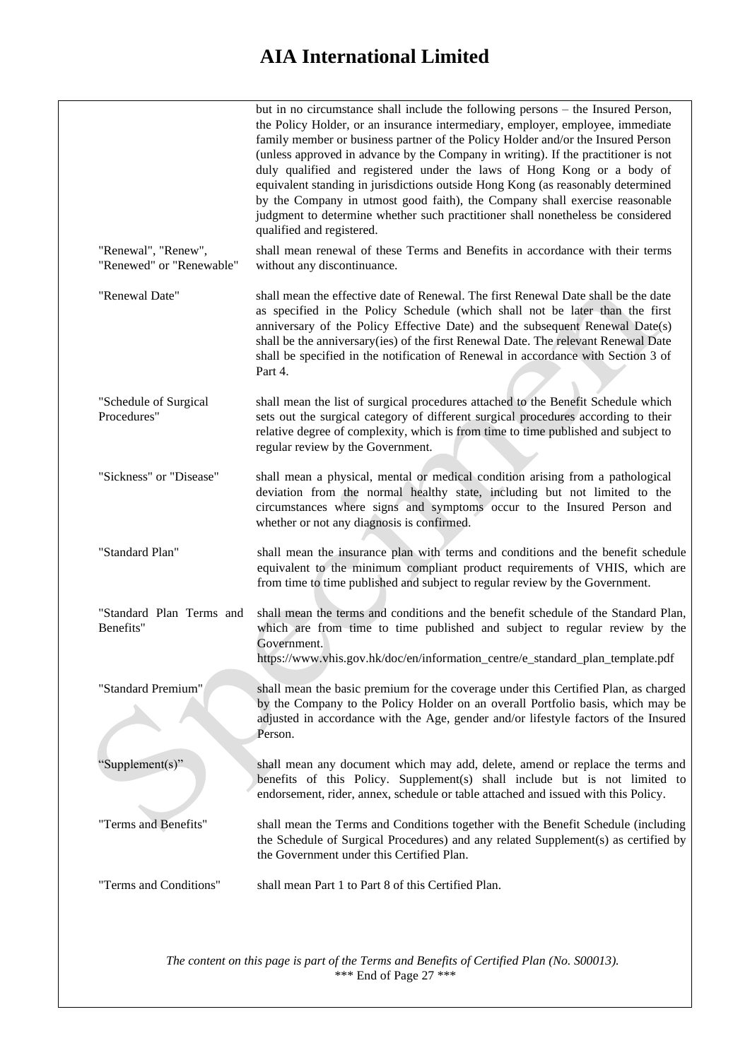| | |
|---|---|
| | but in no circumstance shall include the following persons – the Insured Person, the Policy Holder, or an insurance intermediary, employer, employee, immediate family member or business partner of the Policy Holder and/or the Insured Person (unless approved in advance by the Company in writing). If the practitioner is not duly qualified and registered under the laws of Hong Kong or a body of equivalent standing in jurisdictions outside Hong Kong (as reasonably determined by the Company in utmost good faith), the Company shall exercise reasonable judgment to determine whether such practitioner shall nonetheless be considered qualified and registered. |
| "Renewal", "Renew", "Renewed" or "Renewable" | shall mean renewal of these Terms and Benefits in accordance with their terms without any discontinuance. |
| "Renewal Date" | shall mean the effective date of Renewal. The first Renewal Date shall be the date as specified in the Policy Schedule (which shall not be later than the first anniversary of the Policy Effective Date) and the subsequent Renewal Date(s) shall be the anniversary(ies) of the first Renewal Date. The relevant Renewal Date shall be specified in the notification of Renewal in accordance with Section 3 of Part 4. |
| "Schedule of Surgical Procedures" | shall mean the list of surgical procedures attached to the Benefit Schedule which sets out the surgical category of different surgical procedures according to their relative degree of complexity, which is from time to time published and subject to regular review by the Government. |
| "Sickness" or "Disease" | shall mean a physical, mental or medical condition arising from a pathological deviation from the normal healthy state, including but not limited to the circumstances where signs and symptoms occur to the Insured Person and whether or not any diagnosis is confirmed. |
| "Standard Plan" | shall mean the insurance plan with terms and conditions and the benefit schedule equivalent to the minimum compliant product requirements of VHIS, which are from time to time published and subject to regular review by the Government. |
| "Standard Plan Terms and Benefits" | shall mean the terms and conditions and the benefit schedule of the Standard Plan, which are from time to time published and subject to regular review by the Government. https://www.vhis.gov.hk/doc/en/information_centre/e_standard_plan_template.pdf |
| "Standard Premium" | shall mean the basic premium for the coverage under this Certified Plan, as charged by the Company to the Policy Holder on an overall Portfolio basis, which may be adjusted in accordance with the Age, gender and/or lifestyle factors of the Insured Person. |
| "Supplement(s)" | shall mean any document which may add, delete, amend or replace the terms and benefits of this Policy. Supplement(s) shall include but is not limited to endorsement, rider, annex, schedule or table attached and issued with this Policy. |
| "Terms and Benefits" | shall mean the Terms and Conditions together with the Benefit Schedule (including the Schedule of Surgical Procedures) and any related Supplement(s) as certified by the Government under this Certified Plan. |
| "Terms and Conditions" | shall mean Part 1 to Part 8 of this Certified Plan. |

*The content on this page is part of the Terms and Benefits of Certified Plan (No. S00013).*